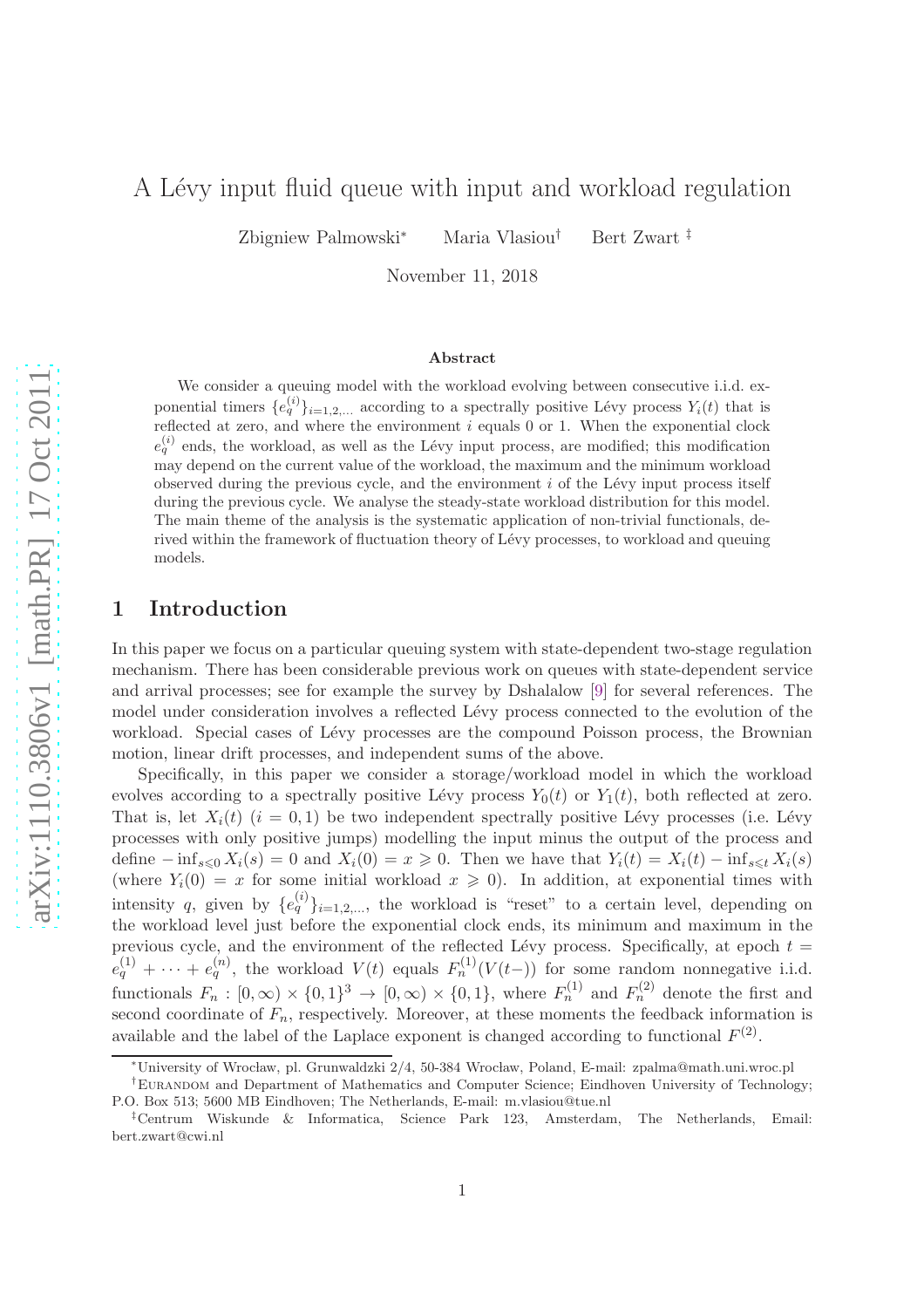# A Lévy input fluid queue with input and workload regulation

Zbigniew Palmowski[*] Maria Vlasiou[†] Bert Zwart[‡]

November 11, 2018

### Abstract

We consider a queuing model with the workload evolving between consecutive i.i.d. exponential timers $\{e_q^{(i)}\}_{i=1,2,...}$ according to a spectrally positive Lévy process $Y_i(t)$ that is reflected at zero, and where the environment $i$ equals 0 or 1. When the exponential clock $e_q^{(i)}$ ends, the workload, as well as the Lévy input process, are modified; this modification may depend on the current value of the workload, the maximum and the minimum workload observed during the previous cycle, and the environment $i$ of the Lévy input process itself during the previous cycle. We analyse the steady-state workload distribution for this model. The main theme of the analysis is the systematic application of non-trivial functionals, derived within the framework of fluctuation theory of Lévy processes, to workload and queuing models.

## 1 Introduction

In this paper we focus on a particular queuing system with state-dependent two-stage regulation mechanism. There has been considerable previous work on queues with state-dependent service and arrival processes; see for example the survey by Dshalalow [9] for several references. The model under consideration involves a reflected Lévy process connected to the evolution of the workload. Special cases of Lévy processes are the compound Poisson process, the Brownian motion, linear drift processes, and independent sums of the above.

Specifically, in this paper we consider a storage/workload model in which the workload evolves according to a spectrally positive Lévy process $Y_0(t)$ or $Y_1(t)$, both reflected at zero. That is, let $X_i(t)$ $(i = 0, 1)$ be two independent spectrally positive Lévy processes (i.e. Lévy processes with only positive jumps) modelling the input minus the output of the process and define $-\inf_{s\leqslant 0} X_i(s) = 0$ and $X_i(0) = x \geqslant 0$. Then we have that $Y_i(t) = X_i(t) - \inf_{s\leqslant t} X_i(s)$ (where $Y_i(0) = x$ for some initial workload $x \geqslant 0$). In addition, at exponential times with intensity $q$, given by $\{e_q^{(i)}\}_{i=1,2,...}$, the workload is "reset" to a certain level, depending on the workload level just before the exponential clock ends, its minimum and maximum in the previous cycle, and the environment of the reflected Lévy process. Specifically, at epoch $t = e_q^{(1)} + \cdots + e_q^{(n)}$, the workload $V(t)$ equals $F_n^{(1)}(V(t-))$ for some random nonnegative i.i.d. functionals $F_n : [0,\infty) \times \{0,1\}^3 \to [0,\infty) \times \{0,1\}$, where $F_n^{(1)}$ and $F_n^{(2)}$ denote the first and second coordinate of $F_n$, respectively. Moreover, at these moments the feedback information is available and the label of the Laplace exponent is changed according to functional $F^{(2)}$.

---

[*] University of Wrocław, pl. Grunwaldzki 2/4, 50-384 Wrocław, Poland, E-mail: zpalma@math.uni.wroc.pl

[†] EURANDOM and Department of Mathematics and Computer Science; Eindhoven University of Technology; P.O. Box 513; 5600 MB Eindhoven; The Netherlands, E-mail: m.vlasiou@tue.nl

[‡] Centrum Wiskunde & Informatica, Science Park 123, Amsterdam, The Netherlands, Email: bert.zwart@cwi.nl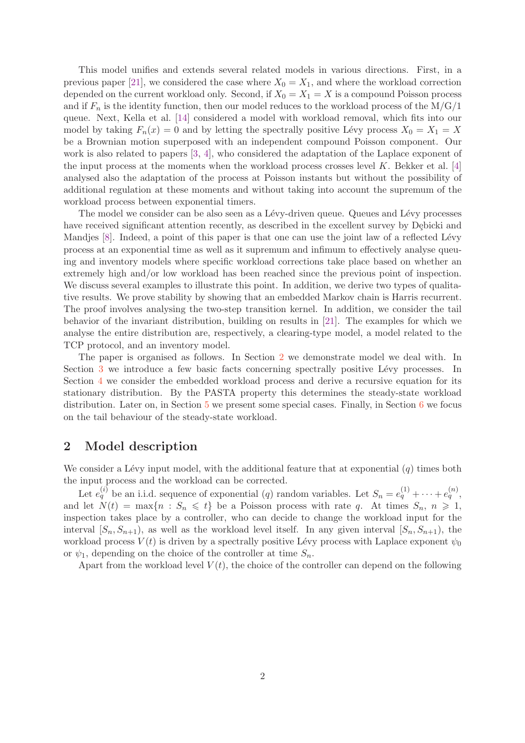This model unifies and extends several related models in various directions. First, in a previous paper [21], we considered the case where $X_0 = X_1$, and where the workload correction depended on the current workload only. Second, if $X_0 = X_1 = X$ is a compound Poisson process and if $F_n$ is the identity function, then our model reduces to the workload process of the M/G/1 queue. Next, Kella et al. [14] considered a model with workload removal, which fits into our model by taking $F_n(x) = 0$ and by letting the spectrally positive Lévy process $X_0 = X_1 = X$ be a Brownian motion superposed with an independent compound Poisson component. Our work is also related to papers [3, 4], who considered the adaptation of the Laplace exponent of the input process at the moments when the workload process crosses level $K$. Bekker et al. [4] analysed also the adaptation of the process at Poisson instants but without the possibility of additional regulation at these moments and without taking into account the supremum of the workload process between exponential timers.

The model we consider can be also seen as a Lévy-driven queue. Queues and Lévy processes have received significant attention recently, as described in the excellent survey by Dębicki and Mandjes [8]. Indeed, a point of this paper is that one can use the joint law of a reflected Lévy process at an exponential time as well as it supremum and infimum to effectively analyse queuing and inventory models where specific workload corrections take place based on whether an extremely high and/or low workload has been reached since the previous point of inspection. We discuss several examples to illustrate this point. In addition, we derive two types of qualitative results. We prove stability by showing that an embedded Markov chain is Harris recurrent. The proof involves analysing the two-step transition kernel. In addition, we consider the tail behavior of the invariant distribution, building on results in [21]. The examples for which we analyse the entire distribution are, respectively, a clearing-type model, a model related to the TCP protocol, and an inventory model.

The paper is organised as follows. In Section 2 we demonstrate model we deal with. In Section 3 we introduce a few basic facts concerning spectrally positive Lévy processes. In Section 4 we consider the embedded workload process and derive a recursive equation for its stationary distribution. By the PASTA property this determines the steady-state workload distribution. Later on, in Section 5 we present some special cases. Finally, in Section 6 we focus on the tail behaviour of the steady-state workload.

## 2 Model description

We consider a Lévy input model, with the additional feature that at exponential ($q$) times both the input process and the workload can be corrected.

Let $e_q^{(i)}$ be an i.i.d. sequence of exponential ($q$) random variables. Let $S_n = e_q^{(1)} + \cdots + e_q^{(n)}$, and let $N(t) = \max\{n : S_n \leqslant t\}$ be a Poisson process with rate $q$. At times $S_n$, $n \geqslant 1$, inspection takes place by a controller, who can decide to change the workload input for the interval $[S_n, S_{n+1})$, as well as the workload level itself. In any given interval $[S_n, S_{n+1})$, the workload process $V(t)$ is driven by a spectrally positive Lévy process with Laplace exponent $\psi_0$ or $\psi_1$, depending on the choice of the controller at time $S_n$.

Apart from the workload level $V(t)$, the choice of the controller can depend on the following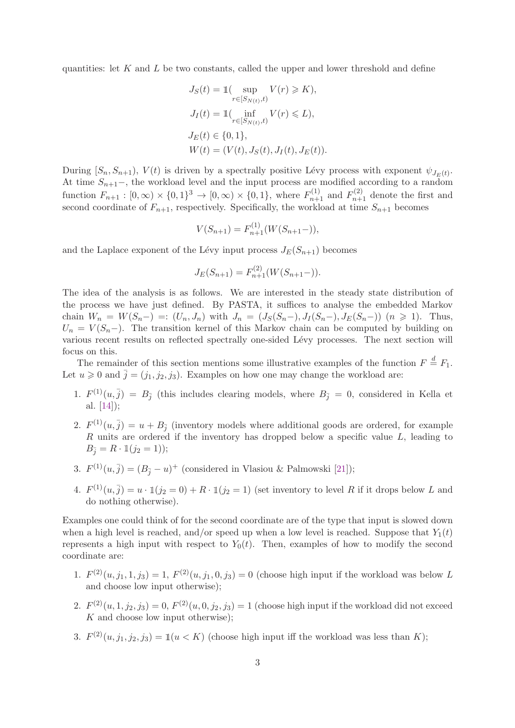quantities: let $K$ and $L$ be two constants, called the upper and lower threshold and define

$$
\begin{aligned}
J_S(t) &= \mathbb{1}(\sup_{r \in [S_{N(t)}, t)} V(r) \geqslant K), \\
J_I(t) &= \mathbb{1}(\inf_{r \in [S_{N(t)}, t)} V(r) \leqslant L), \\
J_E(t) &\in \{0, 1\}, \\
W(t) &= (V(t), J_S(t), J_I(t), J_E(t)).
\end{aligned}
$$

During $[S_n, S_{n+1})$, $V(t)$ is driven by a spectrally positive Lévy process with exponent $\psi_{J_E(t)}$. At time $S_{n+1}-$, the workload level and the input process are modified according to a random function $F_{n+1} : [0, \infty) \times \{0,1\}^3 \to [0, \infty) \times \{0, 1\}$, where $F^{(1)}_{n+1}$ and $F^{(2)}_{n+1}$ denote the first and second coordinate of $F_{n+1}$, respectively. Specifically, the workload at time $S_{n+1}$ becomes

$$
V(S_{n+1}) = F^{(1)}_{n+1}(W(S_{n+1}-)),
$$

and the Laplace exponent of the Lévy input process $J_E(S_{n+1})$ becomes

$$
J_E(S_{n+1}) = F^{(2)}_{n+1}(W(S_{n+1}-)).
$$

The idea of the analysis is as follows. We are interested in the steady state distribution of the process we have just defined. By PASTA, it suffices to analyse the embedded Markov chain $W_n = W(S_n-) =: (U_n, J_n)$ with $J_n = (J_S(S_n-), J_I(S_n-), J_E(S_n-))$ $(n \geqslant 1)$. Thus, $U_n = V(S_n-)$. The transition kernel of this Markov chain can be computed by building on various recent results on reflected spectrally one-sided Lévy processes. The next section will focus on this.

The remainder of this section mentions some illustrative examples of the function $F \overset{d}{=} F_1$. Let $u \geqslant 0$ and $\bar{j} = (j_1, j_2, j_3)$. Examples on how one may change the workload are:

1. $F^{(1)}(u, \bar{j}) = B_{\bar{j}}$ (this includes clearing models, where $B_{\bar{j}} = 0$, considered in Kella et al. [14]);
2. $F^{(1)}(u, \bar{j}) = u + B_{\bar{j}}$ (inventory models where additional goods are ordered, for example $R$ units are ordered if the inventory has dropped below a specific value $L$, leading to $B_{\bar{j}} = R \cdot \mathbb{1}(j_2 = 1)$);
3. $F^{(1)}(u, \bar{j}) = (B_{\bar{j}} - u)^+$ (considered in Vlasiou & Palmowski [21]);
4. $F^{(1)}(u, \bar{j}) = u \cdot \mathbb{1}(j_2 = 0) + R \cdot \mathbb{1}(j_2 = 1)$ (set inventory to level $R$ if it drops below $L$ and do nothing otherwise).

Examples one could think of for the second coordinate are of the type that input is slowed down when a high level is reached, and/or speed up when a low level is reached. Suppose that $Y_1(t)$ represents a high input with respect to $Y_0(t)$. Then, examples of how to modify the second coordinate are:

1. $F^{(2)}(u, j_1, 1, j_3) = 1$, $F^{(2)}(u, j_1, 0, j_3) = 0$ (choose high input if the workload was below $L$ and choose low input otherwise);
2. $F^{(2)}(u, 1, j_2, j_3) = 0$, $F^{(2)}(u, 0, j_2, j_3) = 1$ (choose high input if the workload did not exceed $K$ and choose low input otherwise);
3. $F^{(2)}(u, j_1, j_2, j_3) = \mathbb{1}(u < K)$ (choose high input iff the workload was less than $K$);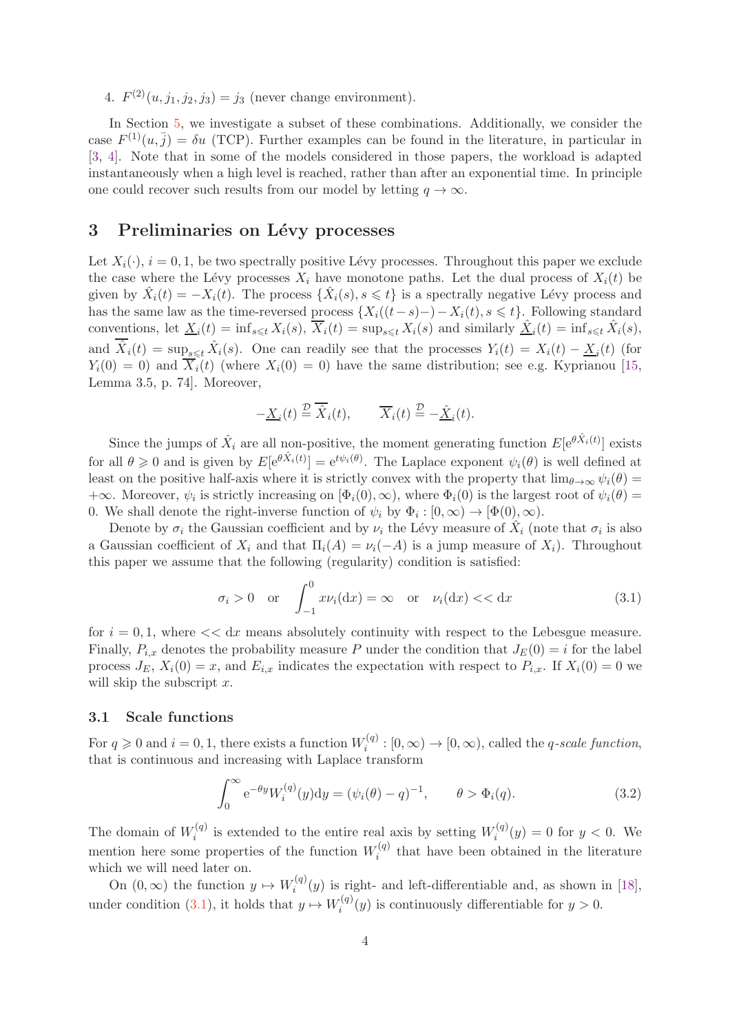4. $F^{(2)}(u, j_1, j_2, j_3) = j_3$ (never change environment).

In Section 5, we investigate a subset of these combinations. Additionally, we consider the case $F^{(1)}(u, \bar{j}) = \delta u$ (TCP). Further examples can be found in the literature, in particular in [3, 4]. Note that in some of the models considered in those papers, the workload is adapted instantaneously when a high level is reached, rather than after an exponential time. In principle one could recover such results from our model by letting $q \to \infty$.

## 3 Preliminaries on Lévy processes

Let $X_i(\cdot)$, $i = 0, 1$, be two spectrally positive Lévy processes. Throughout this paper we exclude the case where the Lévy processes $X_i$ have monotone paths. Let the dual process of $X_i(t)$ be given by $\hat{X}_i(t) = -X_i(t)$. The process $\{\hat{X}_i(s), s \leqslant t\}$ is a spectrally negative Lévy process and has the same law as the time-reversed process $\{X_i((t-s)-) - X_i(t), s \leqslant t\}$. Following standard conventions, let $\underline{X}_i(t) = \inf_{s \leqslant t} X_i(s)$, $\overline{X}_i(t) = \sup_{s \leqslant t} X_i(s)$ and similarly $\underline{\hat{X}}_i(t) = \inf_{s \leqslant t} \hat{X}_i(s)$, and $\overline{\hat{X}}_i(t) = \sup_{s \leqslant t} \hat{X}_i(s)$. One can readily see that the processes $Y_i(t) = X_i(t) - \underline{X}_i(t)$ (for $Y_i(0) = 0$) and $\overline{X}_i(t)$ (where $X_i(0) = 0$) have the same distribution; see e.g. Kyprianou [15, Lemma 3.5, p. 74]. Moreover,

$$-\underline{X}_i(t) \stackrel{\mathcal{D}}{=} \overline{\hat{X}}_i(t), \qquad \overline{X}_i(t) \stackrel{\mathcal{D}}{=} -\underline{\hat{X}}_i(t).$$

Since the jumps of $\hat{X}_i$ are all non-positive, the moment generating function $E[e^{\theta \hat{X}_i(t)}]$ exists for all $\theta \geqslant 0$ and is given by $E[e^{\theta \hat{X}_i(t)}] = e^{t\psi_i(\theta)}$. The Laplace exponent $\psi_i(\theta)$ is well defined at least on the positive half-axis where it is strictly convex with the property that $\lim_{\theta \to \infty} \psi_i(\theta) = +\infty$. Moreover, $\psi_i$ is strictly increasing on $[\Phi_i(0), \infty)$, where $\Phi_i(0)$ is the largest root of $\psi_i(\theta) = 0$. We shall denote the right-inverse function of $\psi_i$ by $\Phi_i : [0, \infty) \to [\Phi(0), \infty)$.

Denote by $\sigma_i$ the Gaussian coefficient and by $\nu_i$ the Lévy measure of $\hat{X}_i$ (note that $\sigma_i$ is also a Gaussian coefficient of $X_i$ and that $\Pi_i(A) = \nu_i(-A)$ is a jump measure of $X_i$). Throughout this paper we assume that the following (regularity) condition is satisfied:

$$\sigma_i > 0 \quad \text{or} \quad \int_{-1}^{0} x\nu_i(\mathrm{d}x) = \infty \quad \text{or} \quad \nu_i(\mathrm{d}x) << \mathrm{d}x \tag{3.1}$$

for $i = 0, 1$, where $<< \mathrm{d}x$ means absolutely continuity with respect to the Lebesgue measure. Finally, $P_{i,x}$ denotes the probability measure $P$ under the condition that $J_E(0) = i$ for the label process $J_E$, $X_i(0) = x$, and $E_{i,x}$ indicates the expectation with respect to $P_{i,x}$. If $X_i(0) = 0$ we will skip the subscript $x$.

### 3.1 Scale functions

For $q \geqslant 0$ and $i = 0, 1$, there exists a function $W_i^{(q)} : [0, \infty) \to [0, \infty)$, called the *q-scale function*, that is continuous and increasing with Laplace transform

$$\int_0^\infty e^{-\theta y} W_i^{(q)}(y) \mathrm{d}y = (\psi_i(\theta) - q)^{-1}, \qquad \theta > \Phi_i(q). \tag{3.2}$$

The domain of $W_i^{(q)}$ is extended to the entire real axis by setting $W_i^{(q)}(y) = 0$ for $y < 0$. We mention here some properties of the function $W_i^{(q)}$ that have been obtained in the literature which we will need later on.

On $(0, \infty)$ the function $y \mapsto W_i^{(q)}(y)$ is right- and left-differentiable and, as shown in [18], under condition (3.1), it holds that $y \mapsto W_i^{(q)}(y)$ is continuously differentiable for $y > 0$.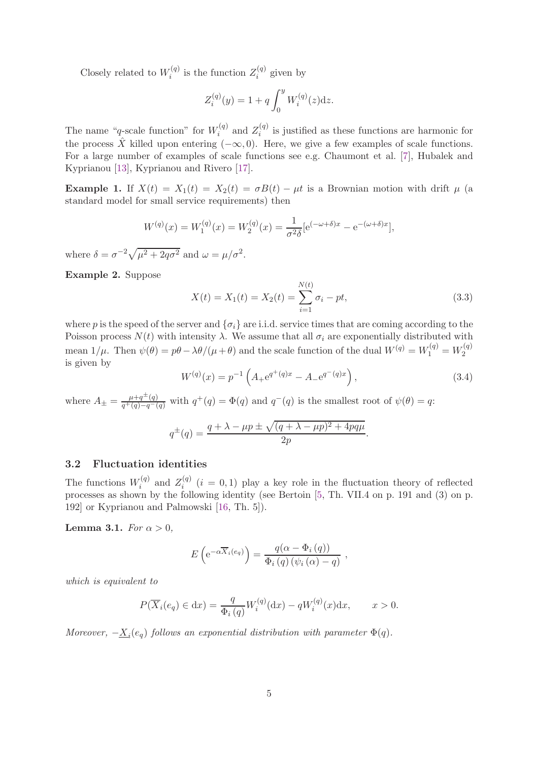Closely related to $W_i^{(q)}$ is the function $Z_i^{(q)}$ given by

$$Z_i^{(q)}(y) = 1 + q\int_0^y W_i^{(q)}(z)\mathrm{d}z.$$

The name "$q$-scale function" for $W_i^{(q)}$ and $Z_i^{(q)}$ is justified as these functions are harmonic for the process $\hat{X}$ killed upon entering $(-\infty, 0)$. Here, we give a few examples of scale functions. For a large number of examples of scale functions see e.g. Chaumont et al. [7], Hubalek and Kyprianou [13], Kyprianou and Rivero [17].

**Example 1.** If $X(t) = X_1(t) = X_2(t) = \sigma B(t) - \mu t$ is a Brownian motion with drift $\mu$ (a standard model for small service requirements) then

$$W^{(q)}(x) = W_1^{(q)}(x) = W_2^{(q)}(x) = \frac{1}{\sigma^2\delta}[\mathrm{e}^{(-\omega+\delta)x} - \mathrm{e}^{-(\omega+\delta)x}],$$

where $\delta = \sigma^{-2}\sqrt{\mu^2 + 2q\sigma^2}$ and $\omega = \mu/\sigma^2$.

**Example 2.** Suppose

$$X(t) = X_1(t) = X_2(t) = \sum_{i=1}^{N(t)} \sigma_i - pt, \tag{3.3}$$

where $p$ is the speed of the server and $\{\sigma_i\}$ are i.i.d. service times that are coming according to the Poisson process $N(t)$ with intensity $\lambda$. We assume that all $\sigma_i$ are exponentially distributed with mean $1/\mu$. Then $\psi(\theta) = p\theta - \lambda\theta/(\mu+\theta)$ and the scale function of the dual $W^{(q)} = W_1^{(q)} = W_2^{(q)}$ is given by

$$W^{(q)}(x) = p^{-1}\left(A_+\mathrm{e}^{q^+(q)x} - A_-\mathrm{e}^{q^-(q)x}\right), \tag{3.4}$$

where $A_\pm = \frac{\mu+q^\pm(q)}{q^+(q)-q^-(q)}$ with $q^+(q) = \Phi(q)$ and $q^-(q)$ is the smallest root of $\psi(\theta) = q$:

$$q^\pm(q) = \frac{q + \lambda - \mu p \pm \sqrt{(q+\lambda-\mu p)^2 + 4pq\mu}}{2p}.$$

### 3.2 Fluctuation identities

The functions $W_i^{(q)}$ and $Z_i^{(q)}$ ($i = 0, 1$) play a key role in the fluctuation theory of reflected processes as shown by the following identity (see Bertoin [5, Th. VII.4 on p. 191 and (3) on p. 192] or Kyprianou and Palmowski [16, Th. 5]).

**Lemma 3.1.** *For $\alpha > 0$,*

$$E\left(\mathrm{e}^{-\alpha\overline{X}_i(e_q)}\right) = \frac{q(\alpha - \Phi_i(q))}{\Phi_i(q)(\psi_i(\alpha) - q)}\ ,$$

*which is equivalent to*

$$P(\overline{X}_i(e_q) \in \mathrm{d}x) = \frac{q}{\Phi_i(q)}W_i^{(q)}(\mathrm{d}x) - qW_i^{(q)}(x)\mathrm{d}x, \qquad x > 0.$$

*Moreover, $-\underline{X}_i(e_q)$ follows an exponential distribution with parameter $\Phi(q)$.*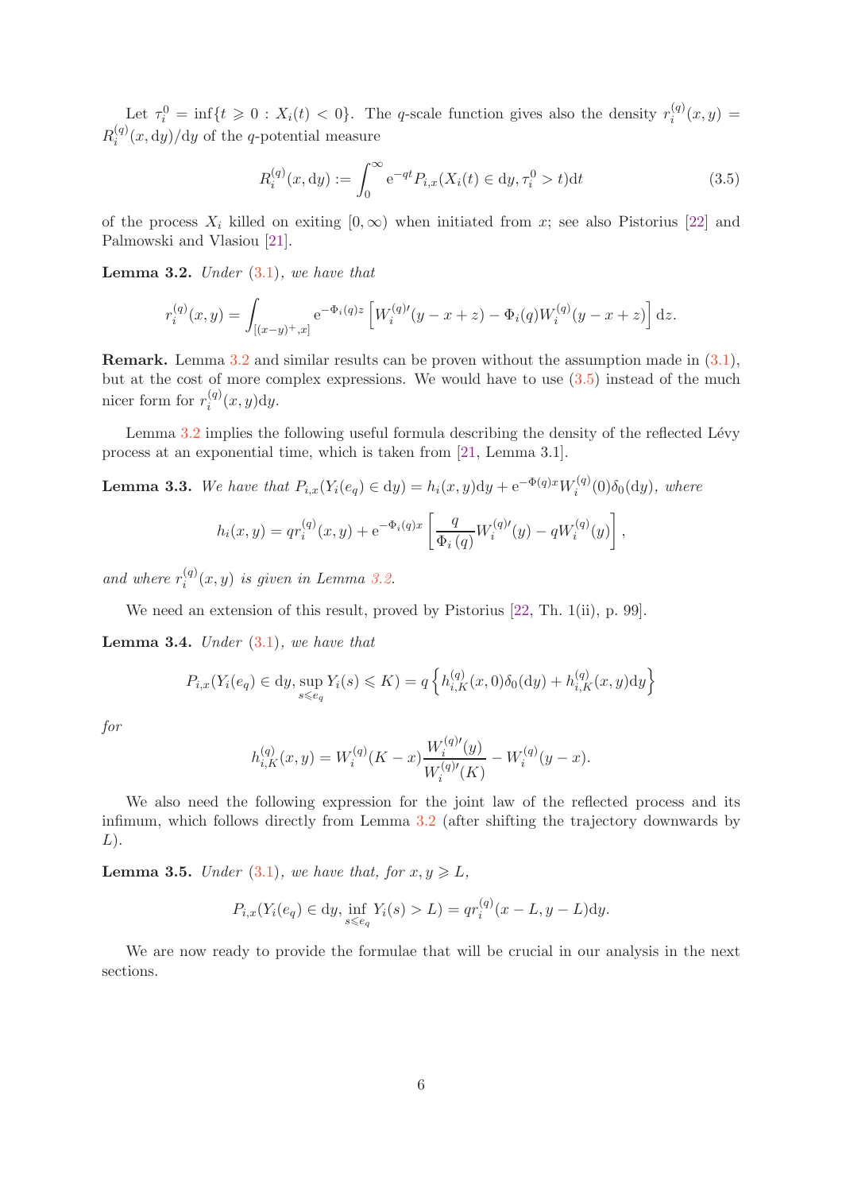Let $\tau_i^0 = \inf\{t \geqslant 0 : X_i(t) < 0\}$. The $q$-scale function gives also the density $r_i^{(q)}(x,y) = R_i^{(q)}(x,\mathrm{d}y)/\mathrm{d}y$ of the $q$-potential measure

$$R_i^{(q)}(x,\mathrm{d}y) := \int_0^\infty \mathrm{e}^{-qt} P_{i,x}(X_i(t) \in \mathrm{d}y, \tau_i^0 > t)\mathrm{d}t \tag{3.5}$$

of the process $X_i$ killed on exiting $[0,\infty)$ when initiated from $x$; see also Pistorius [22] and Palmowski and Vlasiou [21].

**Lemma 3.2.** *Under (3.1), we have that*

$$r_i^{(q)}(x,y) = \int_{[(x-y)^+,x]} \mathrm{e}^{-\Phi_i(q)z} \left[ W_i^{(q)\prime}(y-x+z) - \Phi_i(q) W_i^{(q)}(y-x+z) \right] \mathrm{d}z.$$

**Remark.** Lemma 3.2 and similar results can be proven without the assumption made in (3.1), but at the cost of more complex expressions. We would have to use (3.5) instead of the much nicer form for $r_i^{(q)}(x,y)\mathrm{d}y$.

Lemma 3.2 implies the following useful formula describing the density of the reflected Lévy process at an exponential time, which is taken from [21, Lemma 3.1].

**Lemma 3.3.** *We have that* $P_{i,x}(Y_i(e_q) \in \mathrm{d}y) = h_i(x,y)\mathrm{d}y + \mathrm{e}^{-\Phi(q)x} W_i^{(q)}(0)\delta_0(\mathrm{d}y)$*, where*

$$h_i(x,y) = q r_i^{(q)}(x,y) + \mathrm{e}^{-\Phi_i(q)x} \left[ \frac{q}{\Phi_i(q)} W_i^{(q)\prime}(y) - q W_i^{(q)}(y) \right],$$

*and where $r_i^{(q)}(x,y)$ is given in Lemma 3.2.*

We need an extension of this result, proved by Pistorius [22, Th. 1(ii), p. 99].

**Lemma 3.4.** *Under (3.1), we have that*

$$P_{i,x}(Y_i(e_q) \in \mathrm{d}y, \sup_{s \leqslant e_q} Y_i(s) \leqslant K) = q \left\{ h_{i,K}^{(q)}(x,0)\delta_0(\mathrm{d}y) + h_{i,K}^{(q)}(x,y)\mathrm{d}y \right\}$$

*for*

$$h_{i,K}^{(q)}(x,y) = W_i^{(q)}(K-x) \frac{W_i^{(q)\prime}(y)}{W_i^{(q)\prime}(K)} - W_i^{(q)}(y-x).$$

We also need the following expression for the joint law of the reflected process and its infimum, which follows directly from Lemma 3.2 (after shifting the trajectory downwards by $L$).

**Lemma 3.5.** *Under (3.1), we have that, for $x, y \geqslant L$,*

$$P_{i,x}(Y_i(e_q) \in \mathrm{d}y, \inf_{s \leqslant e_q} Y_i(s) > L) = q r_i^{(q)}(x-L, y-L)\mathrm{d}y.$$

We are now ready to provide the formulae that will be crucial in our analysis in the next sections.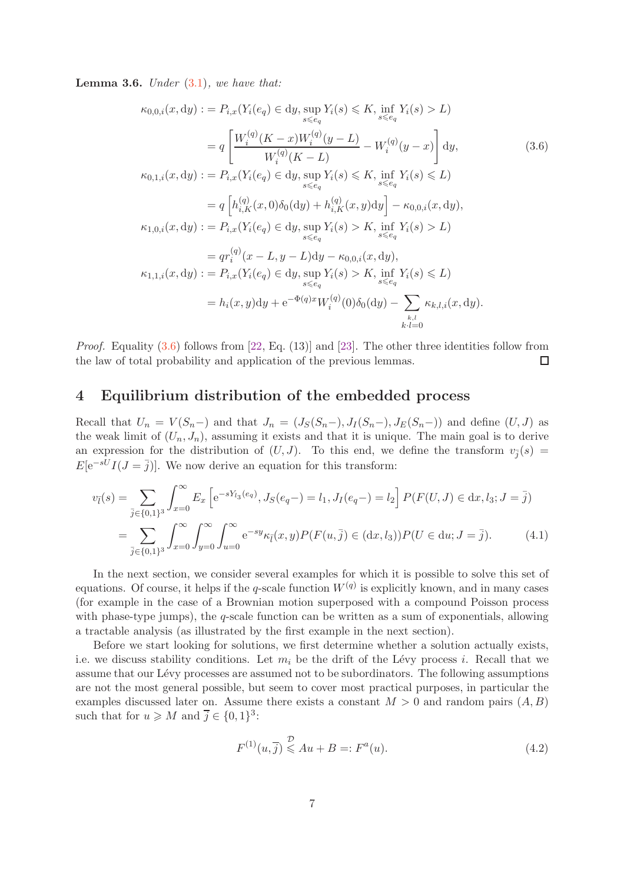**Lemma 3.6.** *Under (3.1), we have that:*

$$
\begin{aligned}
\kappa_{0,0,i}(x,\mathrm{d}y) &:= P_{i,x}(Y_i(e_q)\in \mathrm{d}y, \sup_{s\leqslant e_q} Y_i(s)\leqslant K, \inf_{s\leqslant e_q} Y_i(s) > L) \\
&= q\left[\frac{W_i^{(q)}(K-x)W_i^{(q)}(y-L)}{W_i^{(q)}(K-L)} - W_i^{(q)}(y-x)\right]\mathrm{d}y, \qquad (3.6)\\
\kappa_{0,1,i}(x,\mathrm{d}y) &:= P_{i,x}(Y_i(e_q)\in \mathrm{d}y, \sup_{s\leqslant e_q} Y_i(s)\leqslant K, \inf_{s\leqslant e_q} Y_i(s) \leqslant L) \\
&= q\left[h_{i,K}^{(q)}(x,0)\delta_0(\mathrm{d}y) + h_{i,K}^{(q)}(x,y)\mathrm{d}y\right] - \kappa_{0,0,i}(x,\mathrm{d}y),\\
\kappa_{1,0,i}(x,\mathrm{d}y) &:= P_{i,x}(Y_i(e_q)\in \mathrm{d}y, \sup_{s\leqslant e_q} Y_i(s) > K, \inf_{s\leqslant e_q} Y_i(s) > L) \\
&= q r_i^{(q)}(x-L,y-L)\mathrm{d}y - \kappa_{0,0,i}(x,\mathrm{d}y),\\
\kappa_{1,1,i}(x,\mathrm{d}y) &:= P_{i,x}(Y_i(e_q)\in \mathrm{d}y, \sup_{s\leqslant e_q} Y_i(s) > K, \inf_{s\leqslant e_q} Y_i(s) \leqslant L) \\
&= h_i(x,y)\mathrm{d}y + \mathrm{e}^{-\Phi(q)x}W_i^{(q)}(0)\delta_0(\mathrm{d}y) - \sum_{\substack{k,l\\ k\cdot l=0}} \kappa_{k,l,i}(x,\mathrm{d}y).
\end{aligned}
$$

*Proof.* Equality (3.6) follows from [22, Eq. (13)] and [23]. The other three identities follow from the law of total probability and application of the previous lemmas. ☐

# 4 Equilibrium distribution of the embedded process

Recall that $U_n = V(S_n-)$ and that $J_n = (J_S(S_n-), J_I(S_n-), J_E(S_n-))$ and define $(U,J)$ as the weak limit of $(U_n, J_n)$, assuming it exists and that it is unique. The main goal is to derive an expression for the distribution of $(U,J)$. To this end, we define the transform $v_{\bar{j}}(s) = E[\mathrm{e}^{-sU}I(J=\bar{j})]$. We now derive an equation for this transform:

$$
\begin{aligned}
v_{\bar{l}}(s) &= \sum_{\bar{j}\in\{0,1\}^3}\int_{x=0}^{\infty} E_x\left[\mathrm{e}^{-sY_{l_3}(e_q)}, J_S(e_q-)=l_1, J_I(e_q-)=l_2\right] P(F(U,J)\in\mathrm{d}x, l_3; J=\bar{j}) \\
&= \sum_{\bar{j}\in\{0,1\}^3}\int_{x=0}^{\infty}\int_{y=0}^{\infty}\int_{u=0}^{\infty} \mathrm{e}^{-sy}\kappa_{\bar{l}}(x,y)P(F(u,\bar{j})\in(\mathrm{d}x,l_3))P(U\in\mathrm{d}u; J=\bar{j}). \qquad (4.1)
\end{aligned}
$$

In the next section, we consider several examples for which it is possible to solve this set of equations. Of course, it helps if the $q$-scale function $W^{(q)}$ is explicitly known, and in many cases (for example in the case of a Brownian motion superposed with a compound Poisson process with phase-type jumps), the $q$-scale function can be written as a sum of exponentials, allowing a tractable analysis (as illustrated by the first example in the next section).

Before we start looking for solutions, we first determine whether a solution actually exists, i.e. we discuss stability conditions. Let $m_i$ be the drift of the Lévy process $i$. Recall that we assume that our Lévy processes are assumed not to be subordinators. The following assumptions are not the most general possible, but seem to cover most practical purposes, in particular the examples discussed later on. Assume there exists a constant $M > 0$ and random pairs $(A,B)$ such that for $u \geqslant M$ and $\bar{j}\in\{0,1\}^3$:

$$
F^{(1)}(u,\bar{j}) \overset{\mathcal{D}}{\leqslant} Au + B =: F^a(u). \qquad (4.2)
$$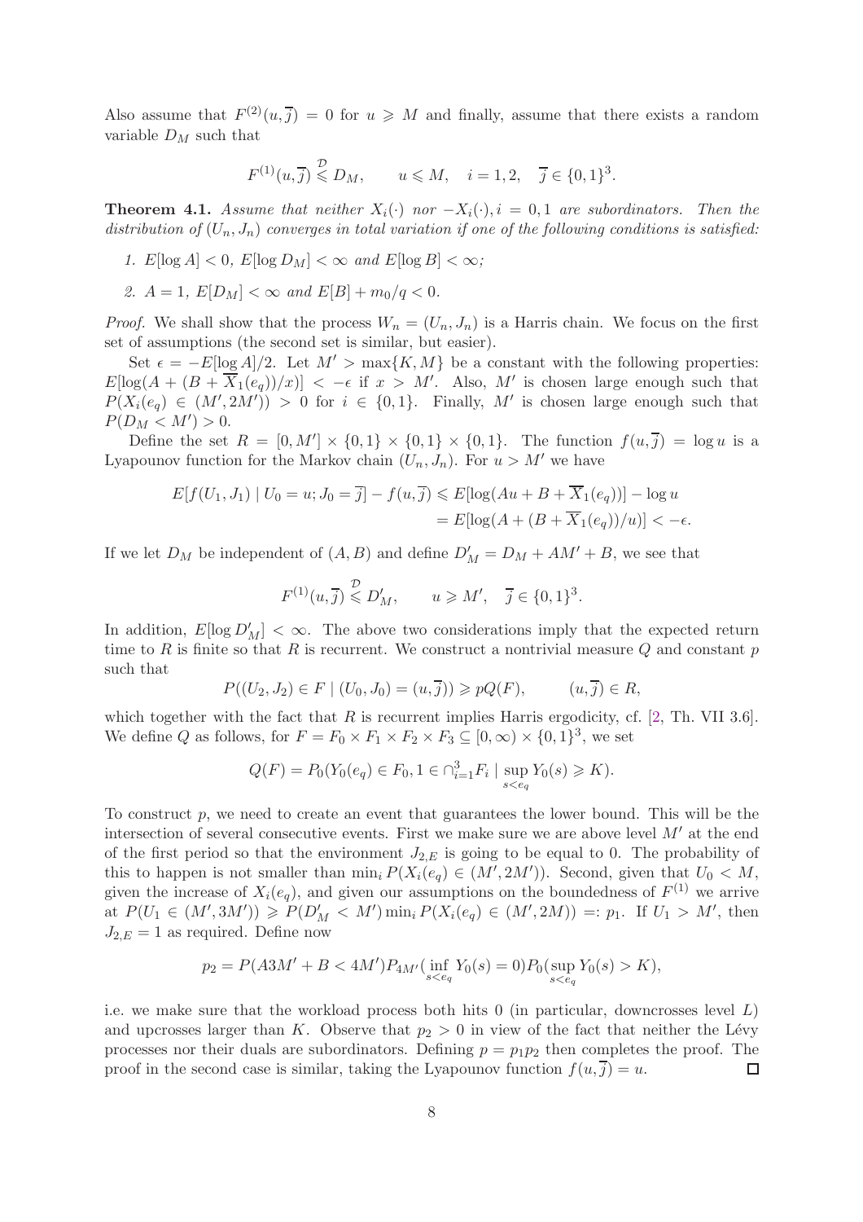Also assume that $F^{(2)}(u,\overline{j}) = 0$ for $u \geqslant M$ and finally, assume that there exists a random variable $D_M$ such that

$$F^{(1)}(u,\overline{j}) \overset{\mathcal{D}}{\leqslant} D_M, \qquad u \leqslant M, \quad i=1,2, \quad \overline{j} \in \{0,1\}^3.$$

**Theorem 4.1.** *Assume that neither $X_i(\cdot)$ nor $-X_i(\cdot), i=0,1$ are subordinators. Then the distribution of $(U_n, J_n)$ converges in total variation if one of the following conditions is satisfied:*

1. *$E[\log A] < 0$, $E[\log D_M] < \infty$ and $E[\log B] < \infty$;*
2. *$A = 1$, $E[D_M] < \infty$ and $E[B] + m_0/q < 0$.*

*Proof.* We shall show that the process $W_n = (U_n, J_n)$ is a Harris chain. We focus on the first set of assumptions (the second set is similar, but easier).

Set $\epsilon = -E[\log A]/2$. Let $M' > \max\{K, M\}$ be a constant with the following properties: $E[\log(A + (B + \overline{X}_1(e_q))/x)] < -\epsilon$ if $x > M'$. Also, $M'$ is chosen large enough such that $P(X_i(e_q) \in (M', 2M')) > 0$ for $i \in \{0,1\}$. Finally, $M'$ is chosen large enough such that $P(D_M < M') > 0$.

Define the set $R = [0, M'] \times \{0,1\} \times \{0,1\} \times \{0,1\}$. The function $f(u,\overline{j}) = \log u$ is a Lyapounov function for the Markov chain $(U_n, J_n)$. For $u > M'$ we have

$$\begin{aligned} E[f(U_1,J_1) \mid U_0 = u; J_0 = \overline{j}] - f(u,\overline{j}) &\leqslant E[\log(Au + B + \overline{X}_1(e_q))] - \log u \\ &= E[\log(A + (B + \overline{X}_1(e_q))/u)] < -\epsilon. \end{aligned}$$

If we let $D_M$ be independent of $(A,B)$ and define $D'_M = D_M + AM' + B$, we see that

$$F^{(1)}(u,\overline{j}) \overset{\mathcal{D}}{\leqslant} D'_M, \qquad u \geqslant M', \quad \overline{j} \in \{0,1\}^3.$$

In addition, $E[\log D'_M] < \infty$. The above two considerations imply that the expected return time to $R$ is finite so that $R$ is recurrent. We construct a nontrivial measure $Q$ and constant $p$ such that

$$P((U_2, J_2) \in F \mid (U_0, J_0) = (u,\overline{j})) \geqslant pQ(F), \qquad (u,\overline{j}) \in R,$$

which together with the fact that $R$ is recurrent implies Harris ergodicity, cf. [2, Th. VII 3.6]. We define $Q$ as follows, for $F = F_0 \times F_1 \times F_2 \times F_3 \subseteq [0,\infty) \times \{0,1\}^3$, we set

$$Q(F) = P_0(Y_0(e_q) \in F_0, 1 \in \cap_{i=1}^3 F_i \mid \sup_{s<e_q} Y_0(s) \geqslant K).$$

To construct $p$, we need to create an event that guarantees the lower bound. This will be the intersection of several consecutive events. First we make sure we are above level $M'$ at the end of the first period so that the environment $J_{2,E}$ is going to be equal to 0. The probability of this to happen is not smaller than $\min_i P(X_i(e_q) \in (M', 2M'))$. Second, given that $U_0 < M$, given the increase of $X_i(e_q)$, and given our assumptions on the boundedness of $F^{(1)}$ we arrive at $P(U_1 \in (M', 3M')) \geqslant P(D'_M < M') \min_i P(X_i(e_q) \in (M', 2M)) =: p_1$. If $U_1 > M'$, then $J_{2,E} = 1$ as required. Define now

$$p_2 = P(A3M' + B < 4M') P_{4M'}(\inf_{s<e_q} Y_0(s) = 0) P_0(\sup_{s<e_q} Y_0(s) > K),$$

i.e. we make sure that the workload process both hits 0 (in particular, downcrosses level $L$) and upcrosses larger than $K$. Observe that $p_2 > 0$ in view of the fact that neither the Lévy processes nor their duals are subordinators. Defining $p = p_1 p_2$ then completes the proof. The proof in the second case is similar, taking the Lyapounov function $f(u,\overline{j}) = u$. $\square$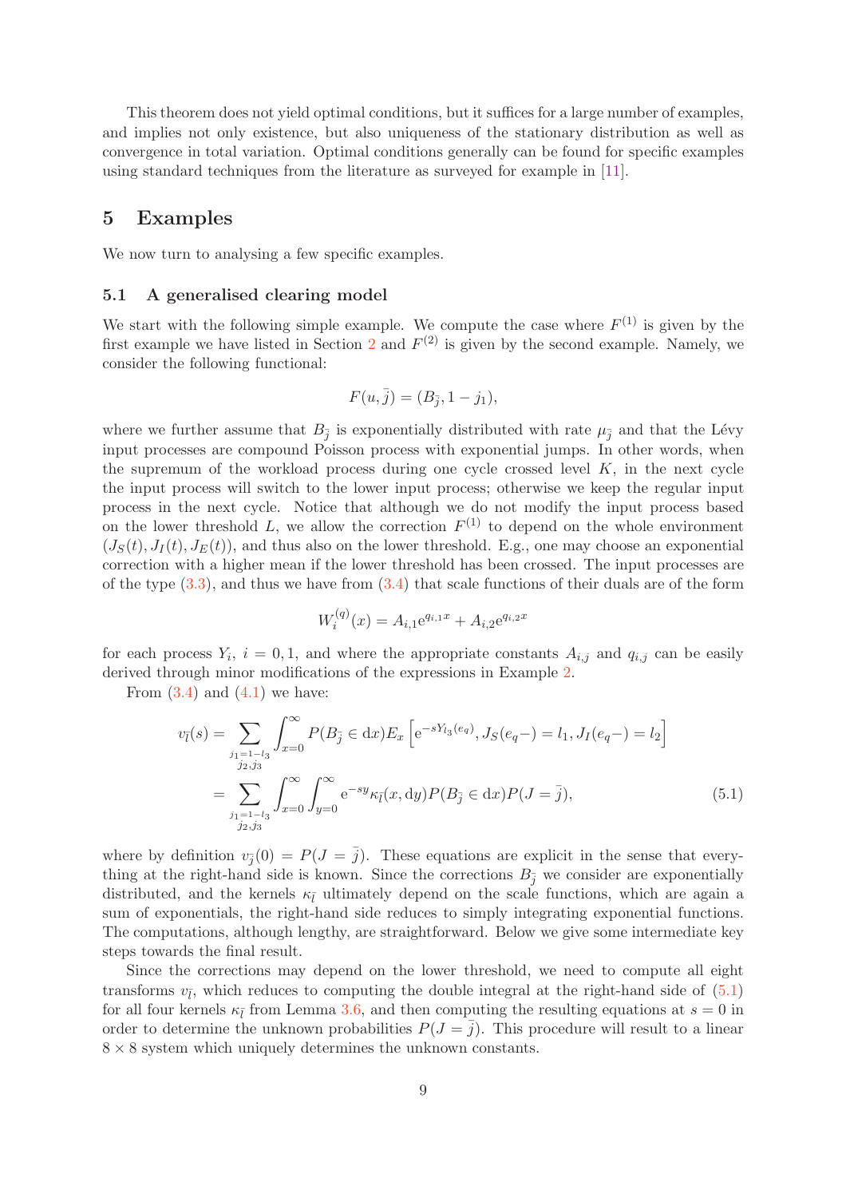This theorem does not yield optimal conditions, but it suffices for a large number of examples, and implies not only existence, but also uniqueness of the stationary distribution as well as convergence in total variation. Optimal conditions generally can be found for specific examples using standard techniques from the literature as surveyed for example in [11].

## 5 Examples

We now turn to analysing a few specific examples.

### 5.1 A generalised clearing model

We start with the following simple example. We compute the case where $F^{(1)}$ is given by the first example we have listed in Section 2 and $F^{(2)}$ is given by the second example. Namely, we consider the following functional:

$$F(u, \bar{j}) = (B_{\bar{j}}, 1 - j_1),$$

where we further assume that $B_{\bar{j}}$ is exponentially distributed with rate $\mu_{\bar{j}}$ and that the Lévy input processes are compound Poisson process with exponential jumps. In other words, when the supremum of the workload process during one cycle crossed level $K$, in the next cycle the input process will switch to the lower input process; otherwise we keep the regular input process in the next cycle. Notice that although we do not modify the input process based on the lower threshold $L$, we allow the correction $F^{(1)}$ to depend on the whole environment $(J_S(t), J_I(t), J_E(t))$, and thus also on the lower threshold. E.g., one may choose an exponential correction with a higher mean if the lower threshold has been crossed. The input processes are of the type (3.3), and thus we have from (3.4) that scale functions of their duals are of the form

$$W_i^{(q)}(x) = A_{i,1}\mathrm{e}^{q_{i,1}x} + A_{i,2}\mathrm{e}^{q_{i,2}x}$$

for each process $Y_i$, $i = 0, 1$, and where the appropriate constants $A_{i,j}$ and $q_{i,j}$ can be easily derived through minor modifications of the expressions in Example 2.

From (3.4) and (4.1) we have:

$$\begin{aligned}
v_{\bar{l}}(s) &= \sum_{\substack{j_1 = 1 - l_3 \\ j_2, j_3}} \int_{x=0}^{\infty} P(B_{\bar{j}} \in \mathrm{d}x) E_x\left[\mathrm{e}^{-sY_{l_3}(e_q)}, J_S(e_q-) = l_1, J_I(e_q-) = l_2\right] \\
&= \sum_{\substack{j_1 = 1 - l_3 \\ j_2, j_3}} \int_{x=0}^{\infty} \int_{y=0}^{\infty} \mathrm{e}^{-sy} \kappa_{\bar{l}}(x, \mathrm{d}y) P(B_{\bar{j}} \in \mathrm{d}x) P(J = \bar{j}),
\end{aligned} \tag{5.1}$$

where by definition $v_{\bar{j}}(0) = P(J = \bar{j})$. These equations are explicit in the sense that everything at the right-hand side is known. Since the corrections $B_{\bar{j}}$ we consider are exponentially distributed, and the kernels $\kappa_{\bar{l}}$ ultimately depend on the scale functions, which are again a sum of exponentials, the right-hand side reduces to simply integrating exponential functions. The computations, although lengthy, are straightforward. Below we give some intermediate key steps towards the final result.

Since the corrections may depend on the lower threshold, we need to compute all eight transforms $v_{\bar{l}}$, which reduces to computing the double integral at the right-hand side of (5.1) for all four kernels $\kappa_{\bar{l}}$ from Lemma 3.6, and then computing the resulting equations at $s = 0$ in order to determine the unknown probabilities $P(J = \bar{j})$. This procedure will result to a linear $8 \times 8$ system which uniquely determines the unknown constants.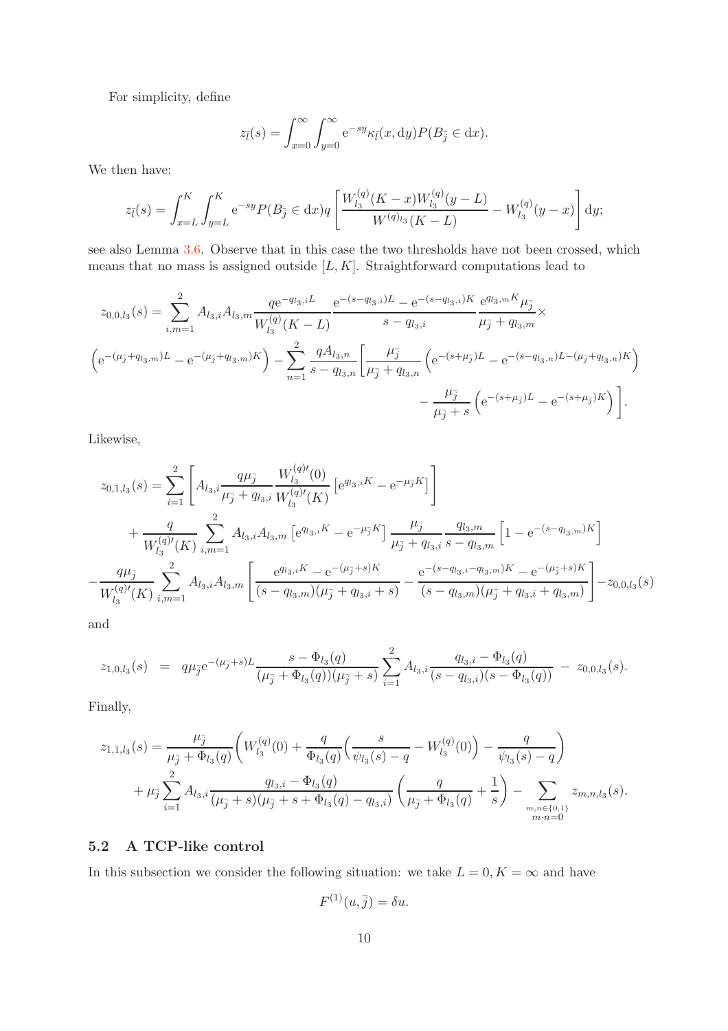For simplicity, define

$$z_{\bar{l}}(s) = \int_{x=0}^{\infty} \int_{y=0}^{\infty} \mathrm{e}^{-sy} \kappa_{\bar{l}}(x, \mathrm{d}y) P(B_{\bar{j}} \in \mathrm{d}x).$$

We then have:

$$z_{\bar{l}}(s) = \int_{x=L}^{K} \int_{y=L}^{K} \mathrm{e}^{-sy} P(B_{\bar{j}} \in \mathrm{d}x) q \left[ \frac{W_{l_3}^{(q)}(K-x) W_{l_3}^{(q)}(y-L)}{W^{(q)}{}_{l_3}(K-L)} - W_{l_3}^{(q)}(y-x) \right] \mathrm{d}y;$$

see also Lemma 3.6. Observe that in this case the two thresholds have not been crossed, which means that no mass is assigned outside $[L, K]$. Straightforward computations lead to

$$z_{0,0,l_3}(s) = \sum_{i,m=1}^{2} A_{l_3,i} A_{l_3,m} \frac{q \mathrm{e}^{-q_{l_3,i} L}}{W_{l_3}^{(q)}(K-L)} \frac{\mathrm{e}^{-(s-q_{l_3,i})L} - \mathrm{e}^{-(s-q_{l_3,i})K}}{s - q_{l_3,i}} \frac{\mathrm{e}^{q_{l_3,m} K} \mu_{\bar{j}}}{\mu_{\bar{j}} + q_{l_3,m}} \times$$
$$\left( \mathrm{e}^{-(\mu_{\bar{j}} + q_{l_3,m})L} - \mathrm{e}^{-(\mu_{\bar{j}} + q_{l_3,m})K} \right) - \sum_{n=1}^{2} \frac{q A_{l_3,n}}{s - q_{l_3,n}} \left[ \frac{\mu_{\bar{j}}}{\mu_{\bar{j}} + q_{l_3,n}} \left( \mathrm{e}^{-(s+\mu_{\bar{j}})L} - \mathrm{e}^{-(s-q_{l_3,n})L - (\mu_{\bar{j}} + q_{l_3,n})K} \right) \right.$$
$$\left. - \frac{\mu_{\bar{j}}}{\mu_{\bar{j}} + s} \left( \mathrm{e}^{-(s+\mu_{\bar{j}})L} - \mathrm{e}^{-(s+\mu_{\bar{j}})K} \right) \right].$$

Likewise,

$$z_{0,1,l_3}(s) = \sum_{i=1}^{2} \left[ A_{l_3,i} \frac{q \mu_{\bar{j}}}{\mu_{\bar{j}} + q_{l_3,i}} \frac{W_{l_3}^{(q)\prime}(0)}{W_{l_3}^{(q)\prime}(K)} \left[ \mathrm{e}^{q_{l_3,i} K} - \mathrm{e}^{-\mu_{\bar{j}} K} \right] \right]$$
$$+ \frac{q}{W_{l_3}^{(q)\prime}(K)} \sum_{i,m=1}^{2} A_{l_3,i} A_{l_3,m} \left[ \mathrm{e}^{q_{l_3,i} K} - \mathrm{e}^{-\mu_{\bar{j}} K} \right] \frac{\mu_{\bar{j}}}{\mu_{\bar{j}} + q_{l_3,i}} \frac{q_{l_3,m}}{s - q_{l_3,m}} \left[ 1 - \mathrm{e}^{-(s-q_{l_3,m})K} \right]$$
$$- \frac{q \mu_{\bar{j}}}{W_{l_3}^{(q)\prime}(K)} \sum_{i,m=1}^{2} A_{l_3,i} A_{l_3,m} \left[ \frac{\mathrm{e}^{q_{l_3,i} K} - \mathrm{e}^{-(\mu_{\bar{j}}+s)K}}{(s - q_{l_3,m})(\mu_{\bar{j}} + q_{l_3,i} + s)} - \frac{\mathrm{e}^{-(s - q_{l_3,i} - q_{l_3,m})K} - \mathrm{e}^{-(\mu_{\bar{j}}+s)K}}{(s - q_{l_3,m})(\mu_{\bar{j}} + q_{l_3,i} + q_{l_3,m})} \right] - z_{0,0,l_3}(s)$$

and

$$z_{1,0,l_3}(s) \;=\; q \mu_{\bar{j}} \mathrm{e}^{-(\mu_{\bar{j}}+s)L} \frac{s - \Phi_{l_3}(q)}{(\mu_{\bar{j}} + \Phi_{l_3}(q))(\mu_{\bar{j}} + s)} \sum_{i=1}^{2} A_{l_3,i} \frac{q_{l_3,i} - \Phi_{l_3}(q)}{(s - q_{l_3,i})(s - \Phi_{l_3}(q))} \;-\; z_{0,0,l_3}(s).$$

Finally,

$$z_{1,1,l_3}(s) = \frac{\mu_{\bar{j}}}{\mu_{\bar{j}} + \Phi_{l_3}(q)} \left( W_{l_3}^{(q)}(0) + \frac{q}{\Phi_{l_3}(q)} \left( \frac{s}{\psi_{l_3}(s) - q} - W_{l_3}^{(q)}(0) \right) - \frac{q}{\psi_{l_3}(s) - q} \right)$$
$$+ \mu_{\bar{j}} \sum_{i=1}^{2} A_{l_3,i} \frac{q_{l_3,i} - \Phi_{l_3}(q)}{(\mu_{\bar{j}} + s)(\mu_{\bar{j}} + s + \Phi_{l_3}(q) - q_{l_3,i})} \left( \frac{q}{\mu_{\bar{j}} + \Phi_{l_3}(q)} + \frac{1}{s} \right) - \sum_{\substack{m,n \in \{0,1\} \\ m \cdot n = 0}} z_{m,n,l_3}(s).$$

## 5.2 A TCP-like control

In this subsection we consider the following situation: we take $L = 0, K = \infty$ and have

$$F^{(1)}(u, \bar{j}) = \delta u.$$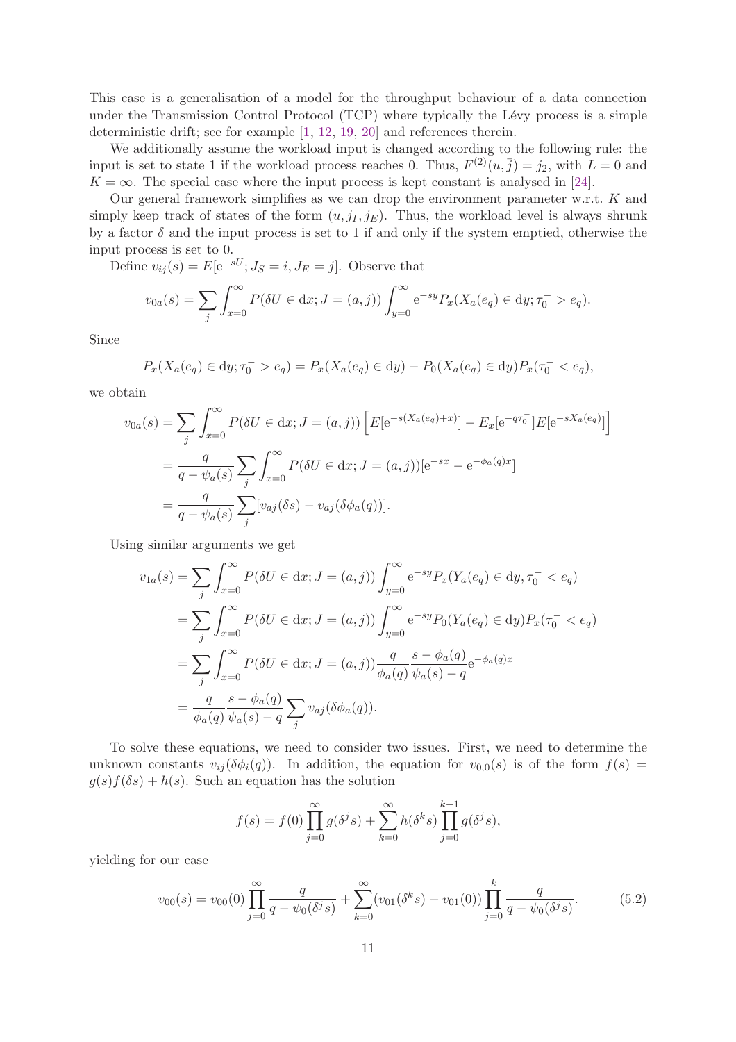This case is a generalisation of a model for the throughput behaviour of a data connection under the Transmission Control Protocol (TCP) where typically the Lévy process is a simple deterministic drift; see for example [1, 12, 19, 20] and references therein.

We additionally assume the workload input is changed according to the following rule: the input is set to state 1 if the workload process reaches 0. Thus, $F^{(2)}(u, \bar{j}) = j_2$, with $L = 0$ and $K = \infty$. The special case where the input process is kept constant is analysed in [24].

Our general framework simplifies as we can drop the environment parameter w.r.t. $K$ and simply keep track of states of the form $(u, j_I, j_E)$. Thus, the workload level is always shrunk by a factor $\delta$ and the input process is set to 1 if and only if the system emptied, otherwise the input process is set to 0.

Define $v_{ij}(s) = E[\mathrm{e}^{-sU}; J_S = i, J_E = j]$. Observe that

$$v_{0a}(s) = \sum_j \int_{x=0}^{\infty} P(\delta U \in \mathrm{d}x; J = (a, j)) \int_{y=0}^{\infty} \mathrm{e}^{-sy} P_x(X_a(e_q) \in \mathrm{d}y; \tau_0^- > e_q).$$

Since

$$P_x(X_a(e_q) \in \mathrm{d}y; \tau_0^- > e_q) = P_x(X_a(e_q) \in \mathrm{d}y) - P_0(X_a(e_q) \in \mathrm{d}y) P_x(\tau_0^- < e_q),$$

we obtain

$$\begin{aligned}
v_{0a}(s) &= \sum_j \int_{x=0}^{\infty} P(\delta U \in \mathrm{d}x; J = (a, j)) \left[ E[\mathrm{e}^{-s(X_a(e_q)+x)}] - E_x[\mathrm{e}^{-q\tau_0^-}] E[\mathrm{e}^{-sX_a(e_q)}] \right] \\
&= \frac{q}{q - \psi_a(s)} \sum_j \int_{x=0}^{\infty} P(\delta U \in \mathrm{d}x; J = (a, j)) [\mathrm{e}^{-sx} - \mathrm{e}^{-\phi_a(q)x}] \\
&= \frac{q}{q - \psi_a(s)} \sum_j [v_{aj}(\delta s) - v_{aj}(\delta \phi_a(q))].
\end{aligned}$$

Using similar arguments we get

$$\begin{aligned}
v_{1a}(s) &= \sum_j \int_{x=0}^{\infty} P(\delta U \in \mathrm{d}x; J = (a, j)) \int_{y=0}^{\infty} \mathrm{e}^{-sy} P_x(Y_a(e_q) \in \mathrm{d}y, \tau_0^- < e_q) \\
&= \sum_j \int_{x=0}^{\infty} P(\delta U \in \mathrm{d}x; J = (a, j)) \int_{y=0}^{\infty} \mathrm{e}^{-sy} P_0(Y_a(e_q) \in \mathrm{d}y) P_x(\tau_0^- < e_q) \\
&= \sum_j \int_{x=0}^{\infty} P(\delta U \in \mathrm{d}x; J = (a, j)) \frac{q}{\phi_a(q)} \frac{s - \phi_a(q)}{\psi_a(s) - q} \mathrm{e}^{-\phi_a(q)x} \\
&= \frac{q}{\phi_a(q)} \frac{s - \phi_a(q)}{\psi_a(s) - q} \sum_j v_{aj}(\delta \phi_a(q)).
\end{aligned}$$

To solve these equations, we need to consider two issues. First, we need to determine the unknown constants $v_{ij}(\delta \phi_i(q))$. In addition, the equation for $v_{0,0}(s)$ is of the form $f(s) = g(s) f(\delta s) + h(s)$. Such an equation has the solution

$$f(s) = f(0) \prod_{j=0}^{\infty} g(\delta^j s) + \sum_{k=0}^{\infty} h(\delta^k s) \prod_{j=0}^{k-1} g(\delta^j s),$$

yielding for our case

$$v_{00}(s) = v_{00}(0) \prod_{j=0}^{\infty} \frac{q}{q - \psi_0(\delta^j s)} + \sum_{k=0}^{\infty} (v_{01}(\delta^k s) - v_{01}(0)) \prod_{j=0}^{k} \frac{q}{q - \psi_0(\delta^j s)}. \tag{5.2}$$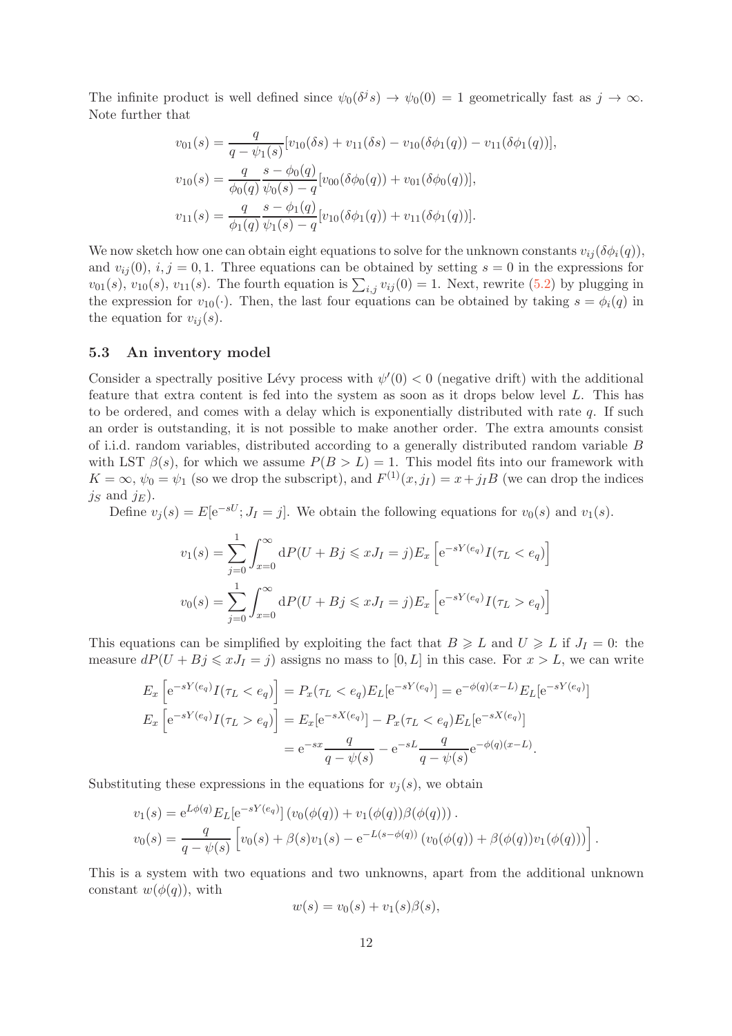The infinite product is well defined since $\psi_0(\delta^j s) \to \psi_0(0) = 1$ geometrically fast as $j \to \infty$. Note further that

$$v_{01}(s) = \frac{q}{q - \psi_1(s)}[v_{10}(\delta s) + v_{11}(\delta s) - v_{10}(\delta\phi_1(q)) - v_{11}(\delta\phi_1(q))],$$

$$v_{10}(s) = \frac{q}{\phi_0(q)}\frac{s - \phi_0(q)}{\psi_0(s) - q}[v_{00}(\delta\phi_0(q)) + v_{01}(\delta\phi_0(q))],$$

$$v_{11}(s) = \frac{q}{\phi_1(q)}\frac{s - \phi_1(q)}{\psi_1(s) - q}[v_{10}(\delta\phi_1(q)) + v_{11}(\delta\phi_1(q))].$$

We now sketch how one can obtain eight equations to solve for the unknown constants $v_{ij}(\delta\phi_i(q))$, and $v_{ij}(0)$, $i, j = 0, 1$. Three equations can be obtained by setting $s = 0$ in the expressions for $v_{01}(s)$, $v_{10}(s)$, $v_{11}(s)$. The fourth equation is $\sum_{i,j} v_{ij}(0) = 1$. Next, rewrite (5.2) by plugging in the expression for $v_{10}(\cdot)$. Then, the last four equations can be obtained by taking $s = \phi_i(q)$ in the equation for $v_{ij}(s)$.

### 5.3 An inventory model

Consider a spectrally positive Lévy process with $\psi'(0) < 0$ (negative drift) with the additional feature that extra content is fed into the system as soon as it drops below level $L$. This has to be ordered, and comes with a delay which is exponentially distributed with rate $q$. If such an order is outstanding, it is not possible to make another order. The extra amounts consist of i.i.d. random variables, distributed according to a generally distributed random variable $B$ with LST $\beta(s)$, for which we assume $P(B > L) = 1$. This model fits into our framework with $K = \infty$, $\psi_0 = \psi_1$ (so we drop the subscript), and $F^{(1)}(x, j_I) = x + j_I B$ (we can drop the indices $j_S$ and $j_E$).

Define $v_j(s) = E[\mathrm{e}^{-sU}; J_I = j]$. We obtain the following equations for $v_0(s)$ and $v_1(s)$.

$$v_1(s) = \sum_{j=0}^{1}\int_{x=0}^{\infty} \mathrm{d}P(U + Bj \leqslant xJ_I = j) E_x\left[\mathrm{e}^{-sY(e_q)} I(\tau_L < e_q)\right]$$

$$v_0(s) = \sum_{j=0}^{1}\int_{x=0}^{\infty} \mathrm{d}P(U + Bj \leqslant xJ_I = j) E_x\left[\mathrm{e}^{-sY(e_q)} I(\tau_L > e_q)\right]$$

This equations can be simplified by exploiting the fact that $B \geqslant L$ and $U \geqslant L$ if $J_I = 0$: the measure $dP(U + Bj \leqslant xJ_I = j)$ assigns no mass to $[0, L]$ in this case. For $x > L$, we can write

$$E_x\left[\mathrm{e}^{-sY(e_q)} I(\tau_L < e_q)\right] = P_x(\tau_L < e_q) E_L[\mathrm{e}^{-sY(e_q)}] = \mathrm{e}^{-\phi(q)(x-L)} E_L[\mathrm{e}^{-sY(e_q)}]$$

$$\begin{aligned}
E_x\left[\mathrm{e}^{-sY(e_q)} I(\tau_L > e_q)\right] &= E_x[\mathrm{e}^{-sX(e_q)}] - P_x(\tau_L < e_q) E_L[\mathrm{e}^{-sX(e_q)}] \\
&= \mathrm{e}^{-sx}\frac{q}{q - \psi(s)} - \mathrm{e}^{-sL}\frac{q}{q - \psi(s)}\mathrm{e}^{-\phi(q)(x-L)}.
\end{aligned}$$

Substituting these expressions in the equations for $v_j(s)$, we obtain

$$v_1(s) = \mathrm{e}^{L\phi(q)} E_L[\mathrm{e}^{-sY(e_q)}]\left(v_0(\phi(q)) + v_1(\phi(q))\beta(\phi(q))\right).$$

$$v_0(s) = \frac{q}{q - \psi(s)}\left[v_0(s) + \beta(s)v_1(s) - \mathrm{e}^{-L(s-\phi(q))}\left(v_0(\phi(q)) + \beta(\phi(q))v_1(\phi(q))\right)\right].$$

This is a system with two equations and two unknowns, apart from the additional unknown constant $w(\phi(q))$, with

$$w(s) = v_0(s) + v_1(s)\beta(s),$$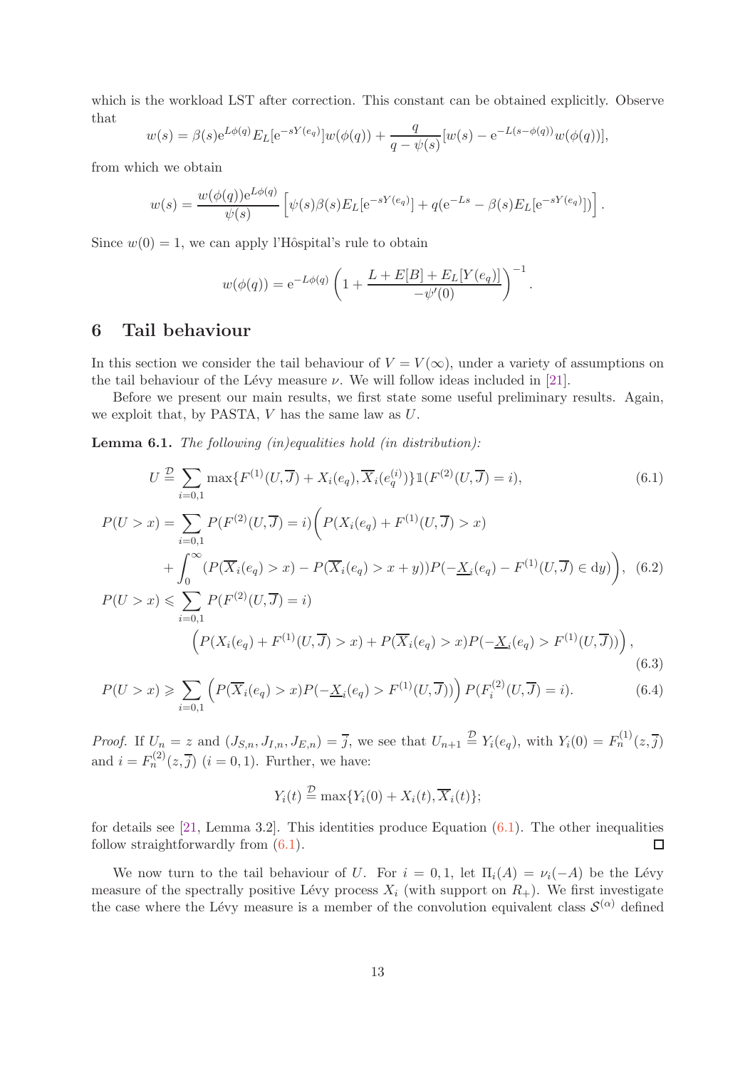which is the workload LST after correction. This constant can be obtained explicitly. Observe that

$$w(s) = \beta(s)\mathrm{e}^{L\phi(q)} E_L[\mathrm{e}^{-sY(e_q)}]w(\phi(q)) + \frac{q}{q-\psi(s)}[w(s) - \mathrm{e}^{-L(s-\phi(q))}w(\phi(q))],$$

from which we obtain

$$w(s) = \frac{w(\phi(q))\mathrm{e}^{L\phi(q)}}{\psi(s)}\left[\psi(s)\beta(s)E_L[\mathrm{e}^{-sY(e_q)}] + q(\mathrm{e}^{-Ls} - \beta(s)E_L[\mathrm{e}^{-sY(e_q)}])\right].$$

Since $w(0) = 1$, we can apply l'Hôspital's rule to obtain

$$w(\phi(q)) = \mathrm{e}^{-L\phi(q)}\left(1 + \frac{L + E[B] + E_L[Y(e_q)]}{-\psi'(0)}\right)^{-1}.$$

## 6 Tail behaviour

In this section we consider the tail behaviour of $V = V(\infty)$, under a variety of assumptions on the tail behaviour of the Lévy measure $\nu$. We will follow ideas included in [21].

Before we present our main results, we first state some useful preliminary results. Again, we exploit that, by PASTA, $V$ has the same law as $U$.

**Lemma 6.1.** *The following (in)equalities hold (in distribution):*

$$U \stackrel{\mathcal{D}}{=} \sum_{i=0,1} \max\{F^{(1)}(U,\overline{J}) + X_i(e_q), \overline{X}_i(e_q^{(i)})\}\mathbb{1}(F^{(2)}(U,\overline{J}) = i), \tag{6.1}$$

$$\begin{aligned}
P(U > x) = \sum_{i=0,1} P(F^{(2)}(U,\overline{J}) = i)\Big(&P(X_i(e_q) + F^{(1)}(U,\overline{J}) > x) \\
&+ \int_0^\infty (P(\overline{X}_i(e_q) > x) - P(\overline{X}_i(e_q) > x+y))P(-\underline{X}_i(e_q) - F^{(1)}(U,\overline{J}) \in \mathrm{d}y)\Big),
\end{aligned} \tag{6.2}$$

$$\begin{aligned}
P(U > x) \leqslant \sum_{i=0,1} &P(F^{(2)}(U,\overline{J}) = i) \\
&\Big(P(X_i(e_q) + F^{(1)}(U,\overline{J}) > x) + P(\overline{X}_i(e_q) > x)P(-\underline{X}_i(e_q) > F^{(1)}(U,\overline{J}))\Big),
\end{aligned} \tag{6.3}$$

$$P(U > x) \geqslant \sum_{i=0,1} \Big(P(\overline{X}_i(e_q) > x)P(-\underline{X}_i(e_q) > F^{(1)}(U,\overline{J}))\Big) P(F_i^{(2)}(U,\overline{J}) = i). \tag{6.4}$$

*Proof.* If $U_n = z$ and $(J_{S,n}, J_{I,n}, J_{E,n}) = \overline{j}$, we see that $U_{n+1} \stackrel{\mathcal{D}}{=} Y_i(e_q)$, with $Y_i(0) = F_n^{(1)}(z,\overline{j})$ and $i = F_n^{(2)}(z,\overline{j})$ $(i = 0,1)$. Further, we have:

$$Y_i(t) \stackrel{\mathcal{D}}{=} \max\{Y_i(0) + X_i(t), \overline{X}_i(t)\};$$

for details see [21, Lemma 3.2]. This identities produce Equation (6.1). The other inequalities follow straightforwardly from (6.1). ◻

We now turn to the tail behaviour of $U$. For $i = 0,1$, let $\Pi_i(A) = \nu_i(-A)$ be the Lévy measure of the spectrally positive Lévy process $X_i$ (with support on $R_+$). We first investigate the case where the Lévy measure is a member of the convolution equivalent class $\mathcal{S}^{(\alpha)}$ defined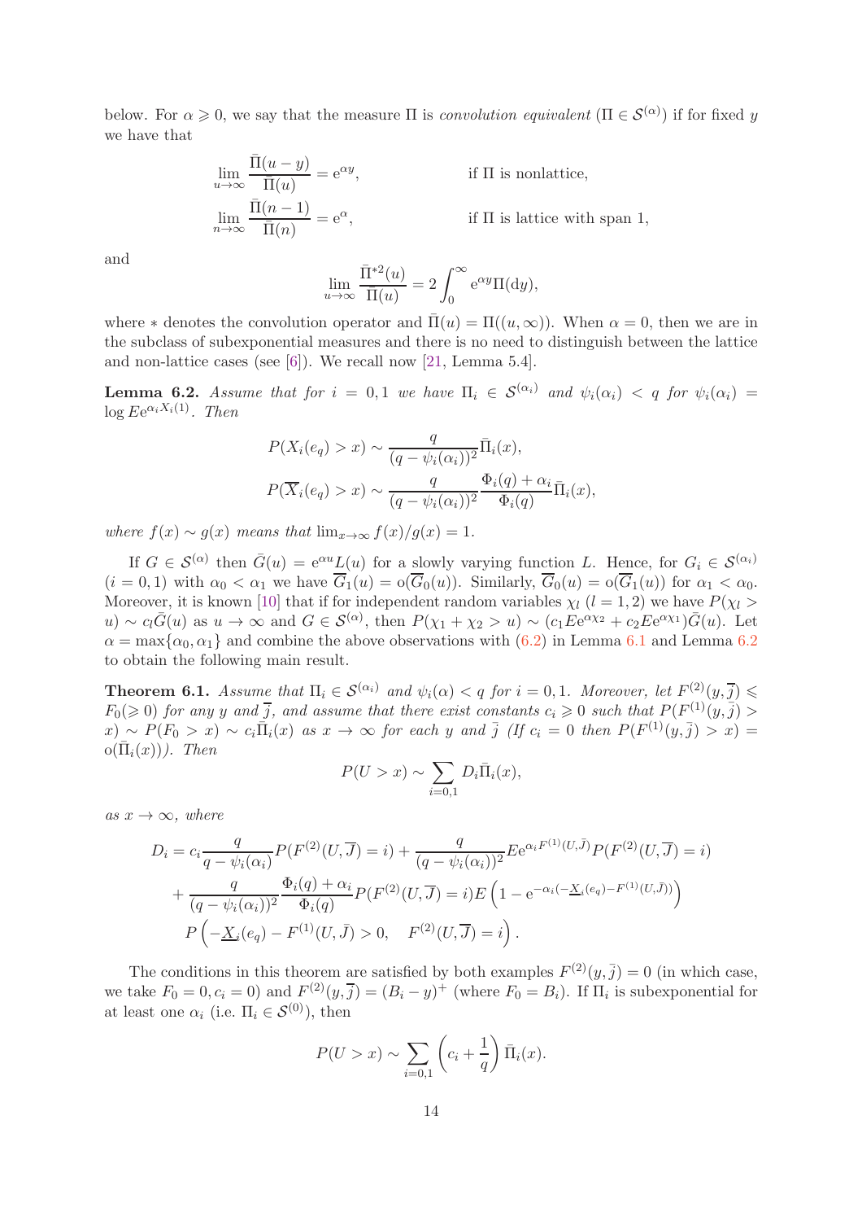below. For $\alpha \geqslant 0$, we say that the measure $\Pi$ is *convolution equivalent* ($\Pi \in \mathcal{S}^{(\alpha)}$) if for fixed $y$ we have that

$$
\begin{aligned}
&\lim_{u\to\infty} \frac{\bar{\Pi}(u-y)}{\bar{\Pi}(u)} = \mathrm{e}^{\alpha y}, && \text{if } \Pi \text{ is nonlattice,}\\
&\lim_{n\to\infty} \frac{\bar{\Pi}(n-1)}{\bar{\Pi}(n)} = \mathrm{e}^{\alpha}, && \text{if } \Pi \text{ is lattice with span 1,}
\end{aligned}
$$

and

$$
\lim_{u\to\infty} \frac{\bar{\Pi}^{*2}(u)}{\bar{\Pi}(u)} = 2\int_0^\infty \mathrm{e}^{\alpha y}\Pi(\mathrm{d}y),
$$

where $*$ denotes the convolution operator and $\bar{\Pi}(u) = \Pi((u,\infty))$. When $\alpha = 0$, then we are in the subclass of subexponential measures and there is no need to distinguish between the lattice and non-lattice cases (see [6]). We recall now [21, Lemma 5.4].

**Lemma 6.2.** *Assume that for $i = 0,1$ we have $\Pi_i \in \mathcal{S}^{(\alpha_i)}$ and $\psi_i(\alpha_i) < q$ for $\psi_i(\alpha_i) = \log E\mathrm{e}^{\alpha_i X_i(1)}$. Then*

$$
\begin{aligned}
P(X_i(e_q) > x) &\sim \frac{q}{(q-\psi_i(\alpha_i))^2}\bar{\Pi}_i(x),\\
P(\overline{X}_i(e_q) > x) &\sim \frac{q}{(q-\psi_i(\alpha_i))^2}\frac{\Phi_i(q)+\alpha_i}{\Phi_i(q)}\bar{\Pi}_i(x),
\end{aligned}
$$

*where $f(x) \sim g(x)$ means that $\lim_{x\to\infty} f(x)/g(x) = 1$.*

If $G \in \mathcal{S}^{(\alpha)}$ then $\bar{G}(u) = \mathrm{e}^{\alpha u}L(u)$ for a slowly varying function $L$. Hence, for $G_i \in \mathcal{S}^{(\alpha_i)}$ $(i = 0,1)$ with $\alpha_0 < \alpha_1$ we have $\overline{G}_1(u) = \mathrm{o}(\overline{G}_0(u))$. Similarly, $\overline{G}_0(u) = \mathrm{o}(\overline{G}_1(u))$ for $\alpha_1 < \alpha_0$. Moreover, it is known [10] that if for independent random variables $\chi_l$ $(l = 1,2)$ we have $P(\chi_l > u) \sim c_l\bar{G}(u)$ as $u \to \infty$ and $G \in \mathcal{S}^{(\alpha)}$, then $P(\chi_1 + \chi_2 > u) \sim (c_1 E\mathrm{e}^{\alpha\chi_2} + c_2 E\mathrm{e}^{\alpha\chi_1})\bar{G}(u)$. Let $\alpha = \max\{\alpha_0, \alpha_1\}$ and combine the above observations with (6.2) in Lemma 6.1 and Lemma 6.2 to obtain the following main result.

**Theorem 6.1.** *Assume that $\Pi_i \in \mathcal{S}^{(\alpha_i)}$ and $\psi_i(\alpha) < q$ for $i = 0,1$. Moreover, let $F^{(2)}(y,\overline{j}) \leqslant F_0 (\geqslant 0)$ for any $y$ and $\overline{j}$, and assume that there exist constants $c_i \geqslant 0$ such that $P(F^{(1)}(y,\bar{j}) > x) \sim P(F_0 > x) \sim c_i\bar{\Pi}_i(x)$ as $x \to \infty$ for each $y$ and $\bar{j}$ (If $c_i = 0$ then $P(F^{(1)}(y,\bar{j}) > x) = \mathrm{o}(\bar{\Pi}_i(x))$). Then*

$$
P(U > x) \sim \sum_{i=0,1} D_i\bar{\Pi}_i(x),
$$

*as $x \to \infty$, where*

$$
\begin{aligned}
D_i = {}& c_i\frac{q}{q-\psi_i(\alpha_i)}P(F^{(2)}(U,\overline{J}) = i) + \frac{q}{(q-\psi_i(\alpha_i))^2}E\mathrm{e}^{\alpha_i F^{(1)}(U,\bar{J})}P(F^{(2)}(U,\overline{J}) = i)\\
&+ \frac{q}{(q-\psi_i(\alpha_i))^2}\frac{\Phi_i(q)+\alpha_i}{\Phi_i(q)}P(F^{(2)}(U,\overline{J}) = i)E\left(1 - \mathrm{e}^{-\alpha_i(-\underline{X}_i(e_q) - F^{(1)}(U,\bar{J}))}\right)\\
&P\left(-\underline{X}_i(e_q) - F^{(1)}(U,\bar{J}) > 0, \quad F^{(2)}(U,\overline{J}) = i\right).
\end{aligned}
$$

The conditions in this theorem are satisfied by both examples $F^{(2)}(y,\bar{j}) = 0$ (in which case, we take $F_0 = 0, c_i = 0$) and $F^{(2)}(y,\overline{j}) = (B_i - y)^+$ (where $F_0 = B_i$). If $\Pi_i$ is subexponential for at least one $\alpha_i$ (i.e. $\Pi_i \in \mathcal{S}^{(0)}$), then

$$
P(U > x) \sim \sum_{i=0,1}\left(c_i + \frac{1}{q}\right)\bar{\Pi}_i(x).
$$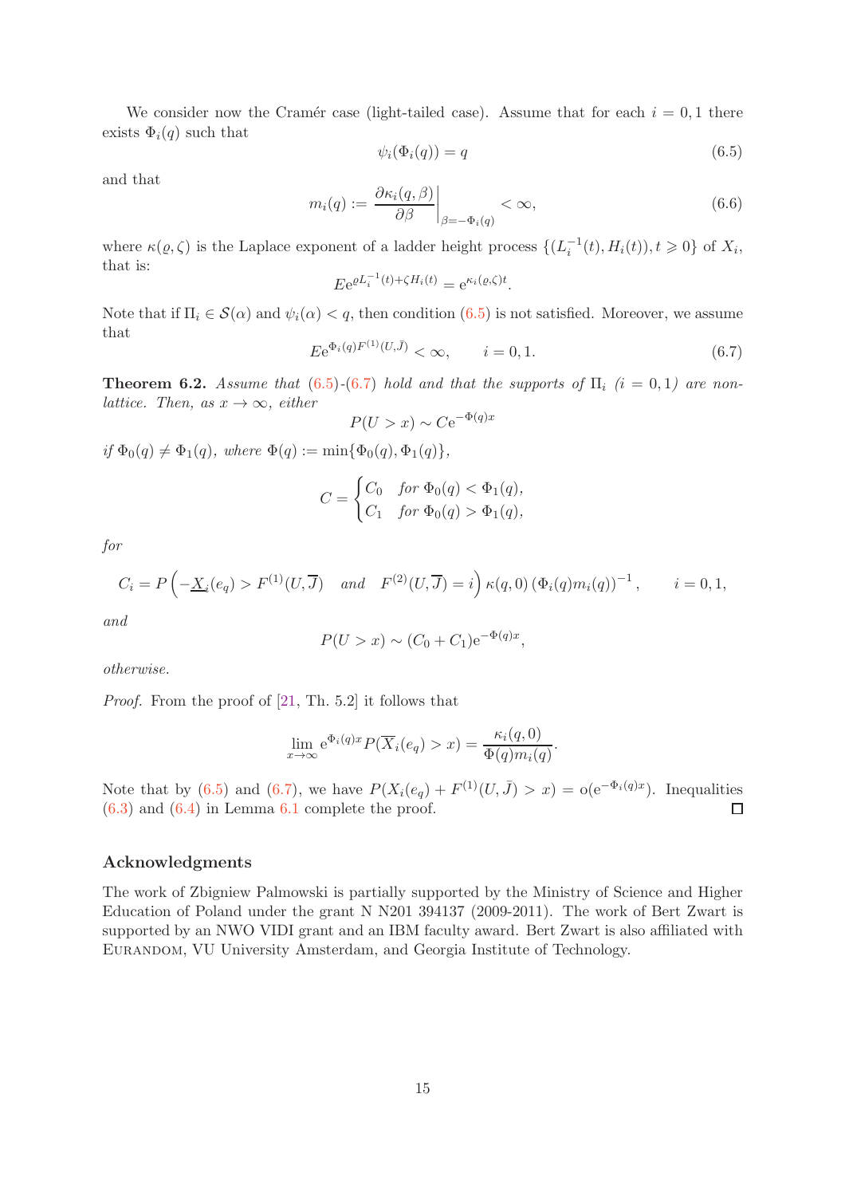We consider now the Cramér case (light-tailed case). Assume that for each $i = 0, 1$ there exists $\Phi_i(q)$ such that

$$\psi_i(\Phi_i(q)) = q \tag{6.5}$$

and that

$$m_i(q) := \left.\frac{\partial \kappa_i(q, \beta)}{\partial \beta}\right|_{\beta = -\Phi_i(q)} < \infty, \tag{6.6}$$

where $\kappa(\varrho, \zeta)$ is the Laplace exponent of a ladder height process $\{(L_i^{-1}(t), H_i(t)), t \geqslant 0\}$ of $X_i$, that is:

$$E e^{\varrho L_i^{-1}(t) + \zeta H_i(t)} = e^{\kappa_i(\varrho, \zeta) t}.$$

Note that if $\Pi_i \in \mathcal{S}(\alpha)$ and $\psi_i(\alpha) < q$, then condition (6.5) is not satisfied. Moreover, we assume that

$$E e^{\Phi_i(q) F^{(1)}(U, \bar{J})} < \infty, \qquad i = 0, 1. \tag{6.7}$$

**Theorem 6.2.** *Assume that (6.5)-(6.7) hold and that the supports of $\Pi_i$ $(i = 0, 1)$ are non-lattice. Then, as $x \to \infty$, either*

$$P(U > x) \sim C e^{-\Phi(q) x}$$

*if $\Phi_0(q) \neq \Phi_1(q)$, where $\Phi(q) := \min\{\Phi_0(q), \Phi_1(q)\}$,*

$$C = \begin{cases} C_0 & \text{for } \Phi_0(q) < \Phi_1(q), \\ C_1 & \text{for } \Phi_0(q) > \Phi_1(q), \end{cases}$$

*for*

$$C_i = P\left(-\underline{X}_i(e_q) > F^{(1)}(U, \overline{J}) \quad \text{and} \quad F^{(2)}(U, \overline{J}) = i\right) \kappa(q, 0) \left(\Phi_i(q) m_i(q)\right)^{-1}, \qquad i = 0, 1,$$

*and*

$$P(U > x) \sim (C_0 + C_1) e^{-\Phi(q) x},$$

*otherwise.*

*Proof.* From the proof of [21, Th. 5.2] it follows that

$$\lim_{x \to \infty} e^{\Phi_i(q) x} P(\overline{X}_i(e_q) > x) = \frac{\kappa_i(q, 0)}{\Phi(q) m_i(q)}.$$

Note that by (6.5) and (6.7), we have $P(X_i(e_q) + F^{(1)}(U, \bar{J}) > x) = o(e^{-\Phi_i(q) x})$. Inequalities (6.3) and (6.4) in Lemma 6.1 complete the proof. ∎

## Acknowledgments

The work of Zbigniew Palmowski is partially supported by the Ministry of Science and Higher Education of Poland under the grant N N201 394137 (2009-2011). The work of Bert Zwart is supported by an NWO VIDI grant and an IBM faculty award. Bert Zwart is also affiliated with Eurandom, VU University Amsterdam, and Georgia Institute of Technology.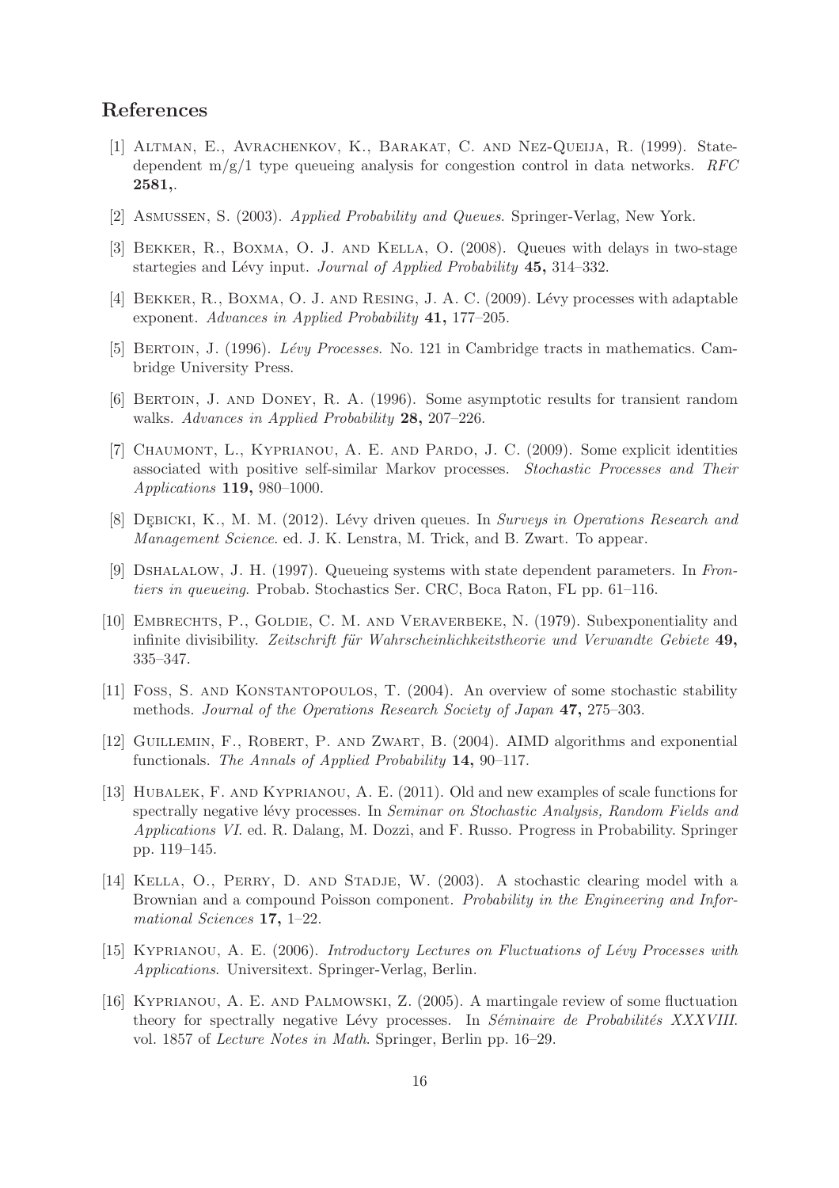## References

[1] Altman, E., Avrachenkov, K., Barakat, C. and Nez-Queija, R. (1999). State-dependent m/g/1 type queueing analysis for congestion control in data networks. *RFC* **2581,**.

[2] Asmussen, S. (2003). *Applied Probability and Queues*. Springer-Verlag, New York.

[3] Bekker, R., Boxma, O. J. and Kella, O. (2008). Queues with delays in two-stage startegies and Lévy input. *Journal of Applied Probability* **45,** 314–332.

[4] Bekker, R., Boxma, O. J. and Resing, J. A. C. (2009). Lévy processes with adaptable exponent. *Advances in Applied Probability* **41,** 177–205.

[5] Bertoin, J. (1996). *Lévy Processes*. No. 121 in Cambridge tracts in mathematics. Cambridge University Press.

[6] Bertoin, J. and Doney, R. A. (1996). Some asymptotic results for transient random walks. *Advances in Applied Probability* **28,** 207–226.

[7] Chaumont, L., Kyprianou, A. E. and Pardo, J. C. (2009). Some explicit identities associated with positive self-similar Markov processes. *Stochastic Processes and Their Applications* **119,** 980–1000.

[8] Dębicki, K., M. M. (2012). Lévy driven queues. In *Surveys in Operations Research and Management Science*. ed. J. K. Lenstra, M. Trick, and B. Zwart. To appear.

[9] Dshalalow, J. H. (1997). Queueing systems with state dependent parameters. In *Frontiers in queueing*. Probab. Stochastics Ser. CRC, Boca Raton, FL pp. 61–116.

[10] Embrechts, P., Goldie, C. M. and Veraverbeke, N. (1979). Subexponentiality and infinite divisibility. *Zeitschrift für Wahrscheinlichkeitstheorie und Verwandte Gebiete* **49,** 335–347.

[11] Foss, S. and Konstantopoulos, T. (2004). An overview of some stochastic stability methods. *Journal of the Operations Research Society of Japan* **47,** 275–303.

[12] Guillemin, F., Robert, P. and Zwart, B. (2004). AIMD algorithms and exponential functionals. *The Annals of Applied Probability* **14,** 90–117.

[13] Hubalek, F. and Kyprianou, A. E. (2011). Old and new examples of scale functions for spectrally negative lévy processes. In *Seminar on Stochastic Analysis, Random Fields and Applications VI*. ed. R. Dalang, M. Dozzi, and F. Russo. Progress in Probability. Springer pp. 119–145.

[14] Kella, O., Perry, D. and Stadje, W. (2003). A stochastic clearing model with a Brownian and a compound Poisson component. *Probability in the Engineering and Informational Sciences* **17,** 1–22.

[15] Kyprianou, A. E. (2006). *Introductory Lectures on Fluctuations of Lévy Processes with Applications*. Universitext. Springer-Verlag, Berlin.

[16] Kyprianou, A. E. and Palmowski, Z. (2005). A martingale review of some fluctuation theory for spectrally negative Lévy processes. In *Séminaire de Probabilités XXXVIII*. vol. 1857 of *Lecture Notes in Math*. Springer, Berlin pp. 16–29.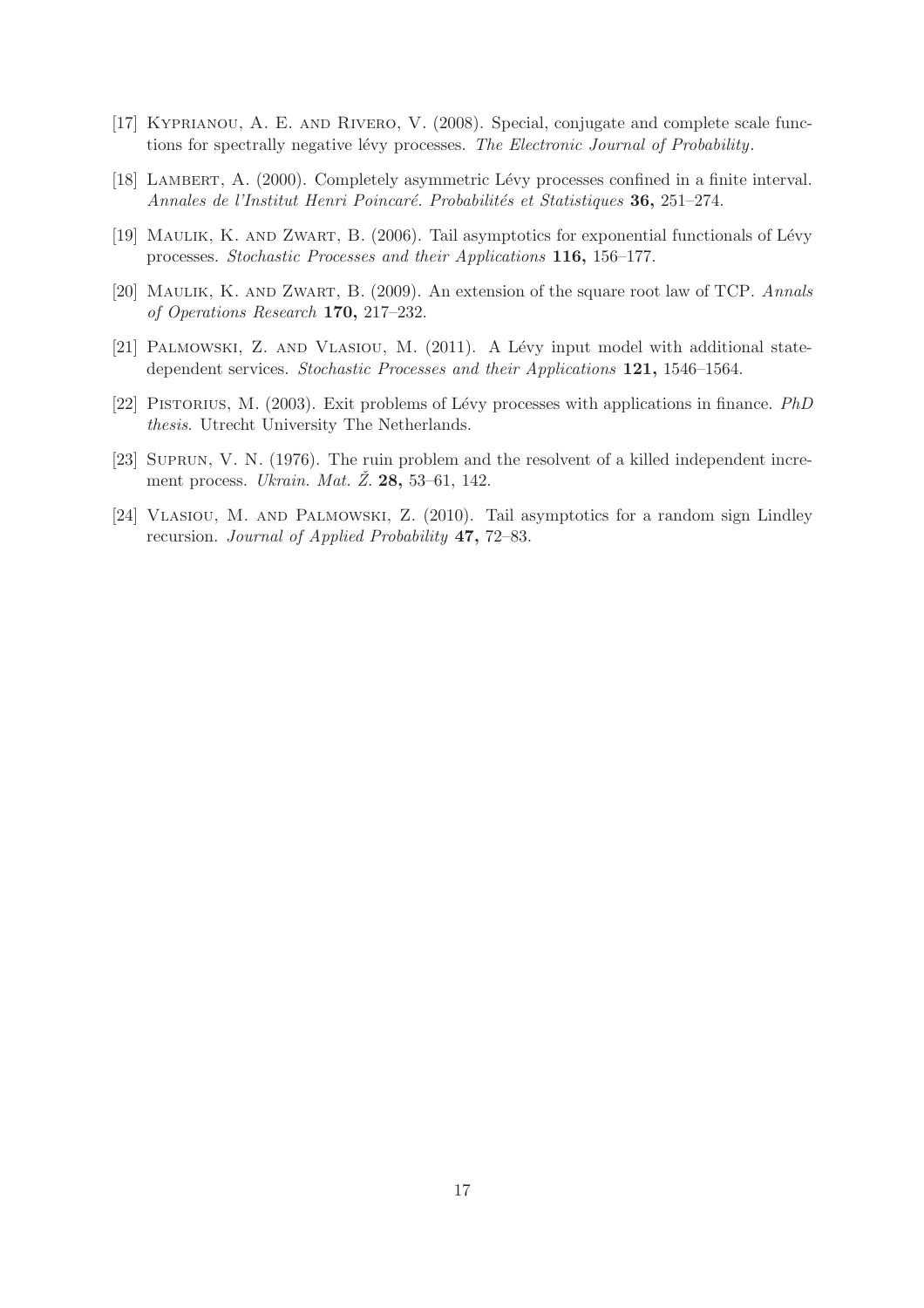[17] Kyprianou, A. E. and Rivero, V. (2008). Special, conjugate and complete scale functions for spectrally negative lévy processes. *The Electronic Journal of Probability*.

[18] Lambert, A. (2000). Completely asymmetric Lévy processes confined in a finite interval. *Annales de l'Institut Henri Poincaré. Probabilités et Statistiques* **36,** 251–274.

[19] Maulik, K. and Zwart, B. (2006). Tail asymptotics for exponential functionals of Lévy processes. *Stochastic Processes and their Applications* **116,** 156–177.

[20] Maulik, K. and Zwart, B. (2009). An extension of the square root law of TCP. *Annals of Operations Research* **170,** 217–232.

[21] Palmowski, Z. and Vlasiou, M. (2011). A Lévy input model with additional state-dependent services. *Stochastic Processes and their Applications* **121,** 1546–1564.

[22] Pistorius, M. (2003). Exit problems of Lévy processes with applications in finance. *PhD thesis*. Utrecht University The Netherlands.

[23] Suprun, V. N. (1976). The ruin problem and the resolvent of a killed independent increment process. *Ukrain. Mat. Ž.* **28,** 53–61, 142.

[24] Vlasiou, M. and Palmowski, Z. (2010). Tail asymptotics for a random sign Lindley recursion. *Journal of Applied Probability* **47,** 72–83.